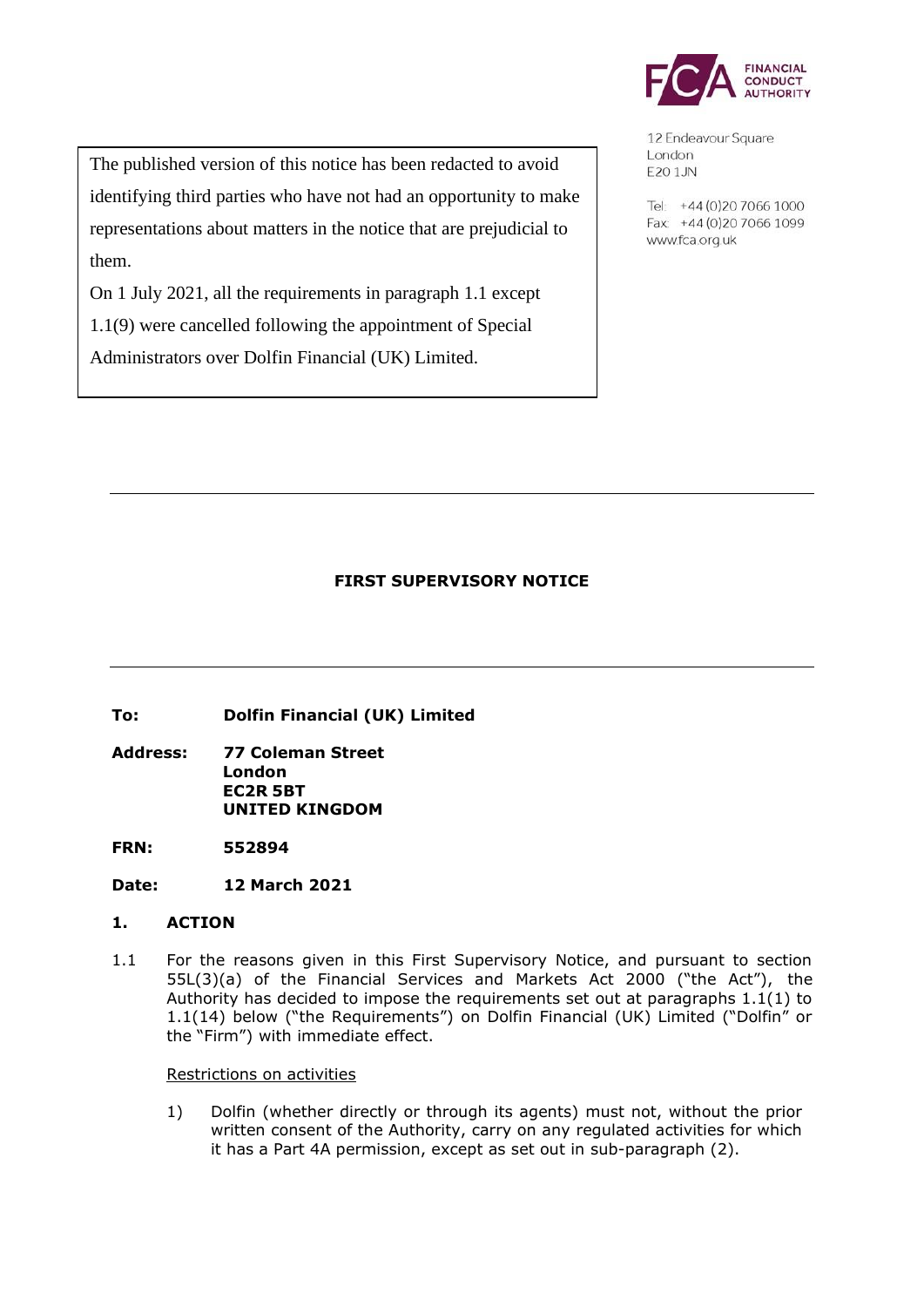The published version of this notice has been redacted to avoid identifying third parties who have not had an opportunity to make representations about matters in the notice that are prejudicial to them.

On 1 July 2021, all the requirements in paragraph 1.1 except 1.1(9) were cancelled following the appointment of Special Administrators over Dolfin Financial (UK) Limited.

FINANCIAL CONDUCT AUTHORITY

12 Endeavour Square
London
E20 1JN

Tel: +44 (0)20 7066 1000
Fax: +44 (0)20 7066 1099
www.fca.org.uk

# FIRST SUPERVISORY NOTICE

**To:** **Dolfin Financial (UK) Limited**

**Address:** **77 Coleman Street**
**London**
**EC2R 5BT**
**UNITED KINGDOM**

**FRN:** **552894**

**Date:** **12 March 2021**

## 1. ACTION

1.1 For the reasons given in this First Supervisory Notice, and pursuant to section 55L(3)(a) of the Financial Services and Markets Act 2000 ("the Act"), the Authority has decided to impose the requirements set out at paragraphs 1.1(1) to 1.1(14) below ("the Requirements") on Dolfin Financial (UK) Limited ("Dolfin" or the "Firm") with immediate effect.

<u>Restrictions on activities</u>

1) Dolfin (whether directly or through its agents) must not, without the prior written consent of the Authority, carry on any regulated activities for which it has a Part 4A permission, except as set out in sub-paragraph (2).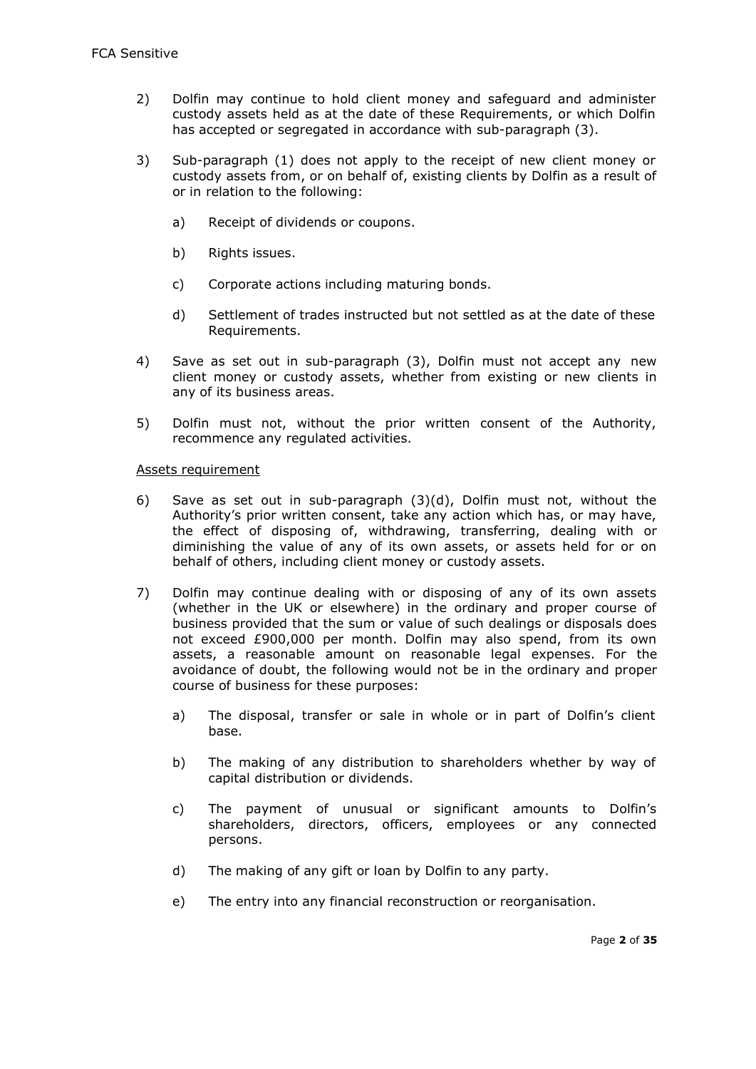FCA Sensitive

2) Dolfin may continue to hold client money and safeguard and administer custody assets held as at the date of these Requirements, or which Dolfin has accepted or segregated in accordance with sub-paragraph (3).

3) Sub-paragraph (1) does not apply to the receipt of new client money or custody assets from, or on behalf of, existing clients by Dolfin as a result of or in relation to the following:

   a) Receipt of dividends or coupons.

   b) Rights issues.

   c) Corporate actions including maturing bonds.

   d) Settlement of trades instructed but not settled as at the date of these Requirements.

4) Save as set out in sub-paragraph (3), Dolfin must not accept any new client money or custody assets, whether from existing or new clients in any of its business areas.

5) Dolfin must not, without the prior written consent of the Authority, recommence any regulated activities.

Assets requirement

6) Save as set out in sub-paragraph (3)(d), Dolfin must not, without the Authority's prior written consent, take any action which has, or may have, the effect of disposing of, withdrawing, transferring, dealing with or diminishing the value of any of its own assets, or assets held for or on behalf of others, including client money or custody assets.

7) Dolfin may continue dealing with or disposing of any of its own assets (whether in the UK or elsewhere) in the ordinary and proper course of business provided that the sum or value of such dealings or disposals does not exceed £900,000 per month. Dolfin may also spend, from its own assets, a reasonable amount on reasonable legal expenses. For the avoidance of doubt, the following would not be in the ordinary and proper course of business for these purposes:

   a) The disposal, transfer or sale in whole or in part of Dolfin's client base.

   b) The making of any distribution to shareholders whether by way of capital distribution or dividends.

   c) The payment of unusual or significant amounts to Dolfin's shareholders, directors, officers, employees or any connected persons.

   d) The making of any gift or loan by Dolfin to any party.

   e) The entry into any financial reconstruction or reorganisation.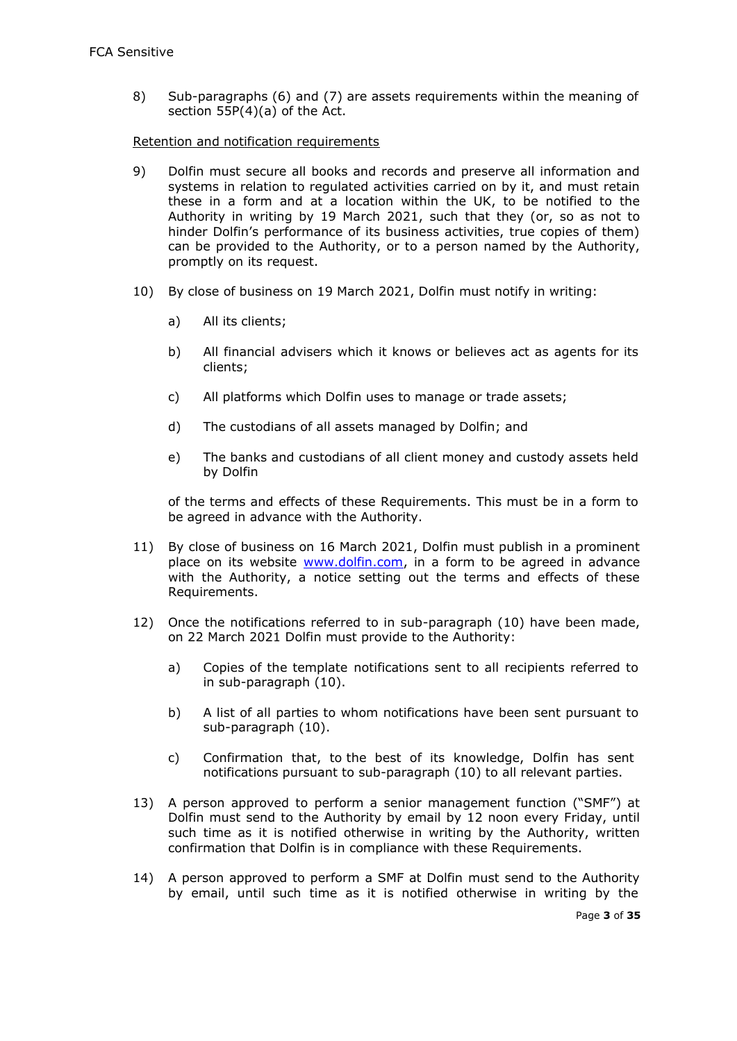8) Sub-paragraphs (6) and (7) are assets requirements within the meaning of section 55P(4)(a) of the Act.

Retention and notification requirements

9) Dolfin must secure all books and records and preserve all information and systems in relation to regulated activities carried on by it, and must retain these in a form and at a location within the UK, to be notified to the Authority in writing by 19 March 2021, such that they (or, so as not to hinder Dolfin's performance of its business activities, true copies of them) can be provided to the Authority, or to a person named by the Authority, promptly on its request.

10) By close of business on 19 March 2021, Dolfin must notify in writing:

    a) All its clients;

    b) All financial advisers which it knows or believes act as agents for its clients;

    c) All platforms which Dolfin uses to manage or trade assets;

    d) The custodians of all assets managed by Dolfin; and

    e) The banks and custodians of all client money and custody assets held by Dolfin

    of the terms and effects of these Requirements. This must be in a form to be agreed in advance with the Authority.

11) By close of business on 16 March 2021, Dolfin must publish in a prominent place on its website www.dolfin.com, in a form to be agreed in advance with the Authority, a notice setting out the terms and effects of these Requirements.

12) Once the notifications referred to in sub-paragraph (10) have been made, on 22 March 2021 Dolfin must provide to the Authority:

    a) Copies of the template notifications sent to all recipients referred to in sub-paragraph (10).

    b) A list of all parties to whom notifications have been sent pursuant to sub-paragraph (10).

    c) Confirmation that, to the best of its knowledge, Dolfin has sent notifications pursuant to sub-paragraph (10) to all relevant parties.

13) A person approved to perform a senior management function ("SMF") at Dolfin must send to the Authority by email by 12 noon every Friday, until such time as it is notified otherwise in writing by the Authority, written confirmation that Dolfin is in compliance with these Requirements.

14) A person approved to perform a SMF at Dolfin must send to the Authority by email, until such time as it is notified otherwise in writing by the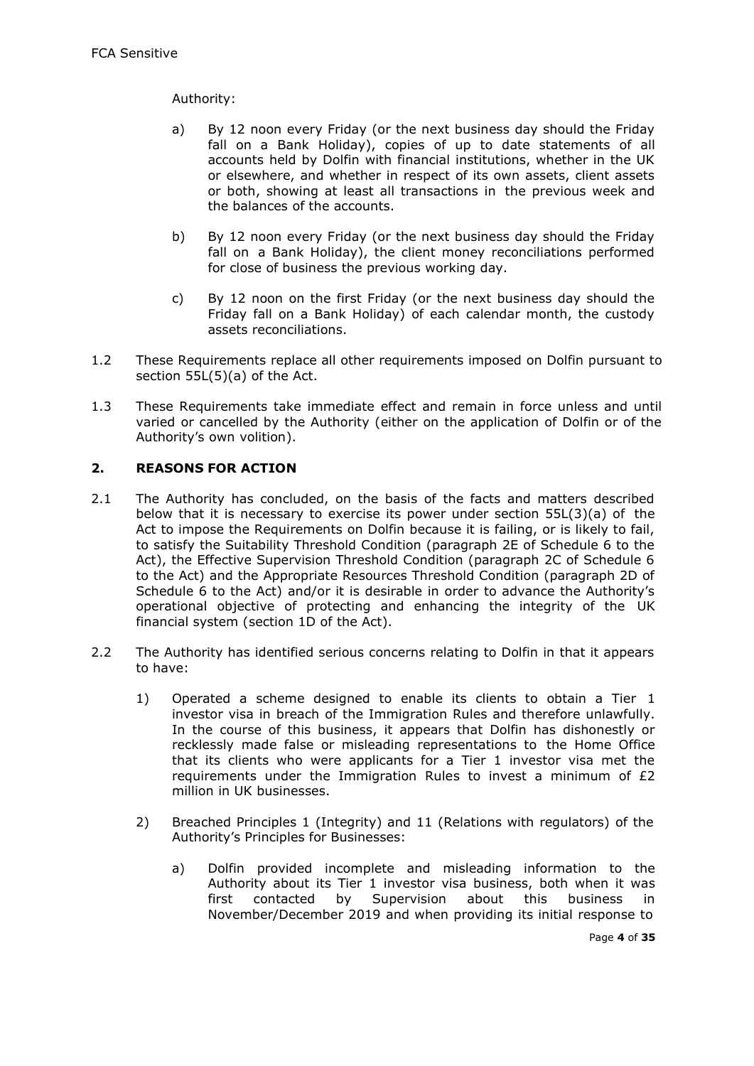Authority:

a) By 12 noon every Friday (or the next business day should the Friday fall on a Bank Holiday), copies of up to date statements of all accounts held by Dolfin with financial institutions, whether in the UK or elsewhere, and whether in respect of its own assets, client assets or both, showing at least all transactions in the previous week and the balances of the accounts.

b) By 12 noon every Friday (or the next business day should the Friday fall on a Bank Holiday), the client money reconciliations performed for close of business the previous working day.

c) By 12 noon on the first Friday (or the next business day should the Friday fall on a Bank Holiday) of each calendar month, the custody assets reconciliations.

1.2 These Requirements replace all other requirements imposed on Dolfin pursuant to section 55L(5)(a) of the Act.

1.3 These Requirements take immediate effect and remain in force unless and until varied or cancelled by the Authority (either on the application of Dolfin or of the Authority's own volition).

## 2. REASONS FOR ACTION

2.1 The Authority has concluded, on the basis of the facts and matters described below that it is necessary to exercise its power under section 55L(3)(a) of the Act to impose the Requirements on Dolfin because it is failing, or is likely to fail, to satisfy the Suitability Threshold Condition (paragraph 2E of Schedule 6 to the Act), the Effective Supervision Threshold Condition (paragraph 2C of Schedule 6 to the Act) and the Appropriate Resources Threshold Condition (paragraph 2D of Schedule 6 to the Act) and/or it is desirable in order to advance the Authority's operational objective of protecting and enhancing the integrity of the UK financial system (section 1D of the Act).

2.2 The Authority has identified serious concerns relating to Dolfin in that it appears to have:

1) Operated a scheme designed to enable its clients to obtain a Tier 1 investor visa in breach of the Immigration Rules and therefore unlawfully. In the course of this business, it appears that Dolfin has dishonestly or recklessly made false or misleading representations to the Home Office that its clients who were applicants for a Tier 1 investor visa met the requirements under the Immigration Rules to invest a minimum of £2 million in UK businesses.

2) Breached Principles 1 (Integrity) and 11 (Relations with regulators) of the Authority's Principles for Businesses:

   a) Dolfin provided incomplete and misleading information to the Authority about its Tier 1 investor visa business, both when it was first contacted by Supervision about this business in November/December 2019 and when providing its initial response to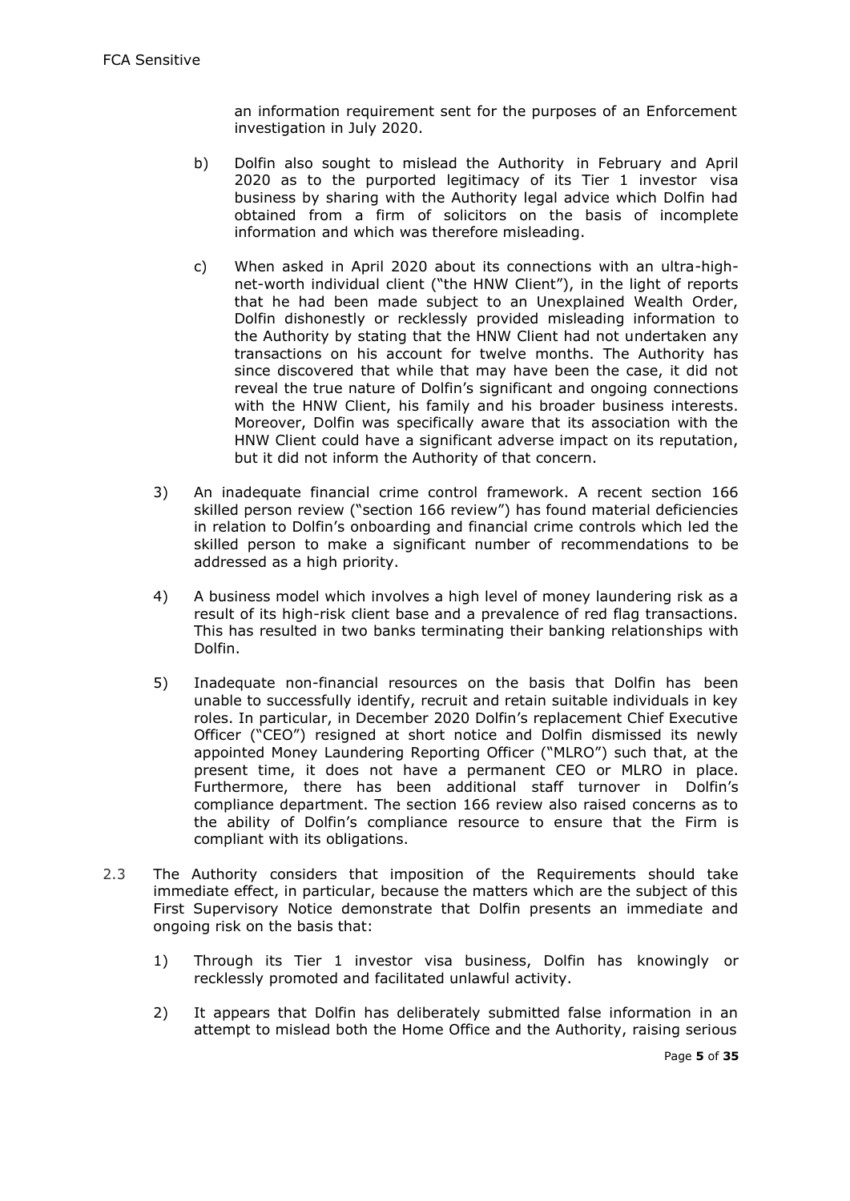an information requirement sent for the purposes of an Enforcement investigation in July 2020.

b) Dolfin also sought to mislead the Authority in February and April 2020 as to the purported legitimacy of its Tier 1 investor visa business by sharing with the Authority legal advice which Dolfin had obtained from a firm of solicitors on the basis of incomplete information and which was therefore misleading.

c) When asked in April 2020 about its connections with an ultra-high-net-worth individual client ("the HNW Client"), in the light of reports that he had been made subject to an Unexplained Wealth Order, Dolfin dishonestly or recklessly provided misleading information to the Authority by stating that the HNW Client had not undertaken any transactions on his account for twelve months. The Authority has since discovered that while that may have been the case, it did not reveal the true nature of Dolfin's significant and ongoing connections with the HNW Client, his family and his broader business interests. Moreover, Dolfin was specifically aware that its association with the HNW Client could have a significant adverse impact on its reputation, but it did not inform the Authority of that concern.

3) An inadequate financial crime control framework. A recent section 166 skilled person review ("section 166 review") has found material deficiencies in relation to Dolfin's onboarding and financial crime controls which led the skilled person to make a significant number of recommendations to be addressed as a high priority.

4) A business model which involves a high level of money laundering risk as a result of its high-risk client base and a prevalence of red flag transactions. This has resulted in two banks terminating their banking relationships with Dolfin.

5) Inadequate non-financial resources on the basis that Dolfin has been unable to successfully identify, recruit and retain suitable individuals in key roles. In particular, in December 2020 Dolfin's replacement Chief Executive Officer ("CEO") resigned at short notice and Dolfin dismissed its newly appointed Money Laundering Reporting Officer ("MLRO") such that, at the present time, it does not have a permanent CEO or MLRO in place. Furthermore, there has been additional staff turnover in Dolfin's compliance department. The section 166 review also raised concerns as to the ability of Dolfin's compliance resource to ensure that the Firm is compliant with its obligations.

2.3 The Authority considers that imposition of the Requirements should take immediate effect, in particular, because the matters which are the subject of this First Supervisory Notice demonstrate that Dolfin presents an immediate and ongoing risk on the basis that:

1) Through its Tier 1 investor visa business, Dolfin has knowingly or recklessly promoted and facilitated unlawful activity.

2) It appears that Dolfin has deliberately submitted false information in an attempt to mislead both the Home Office and the Authority, raising serious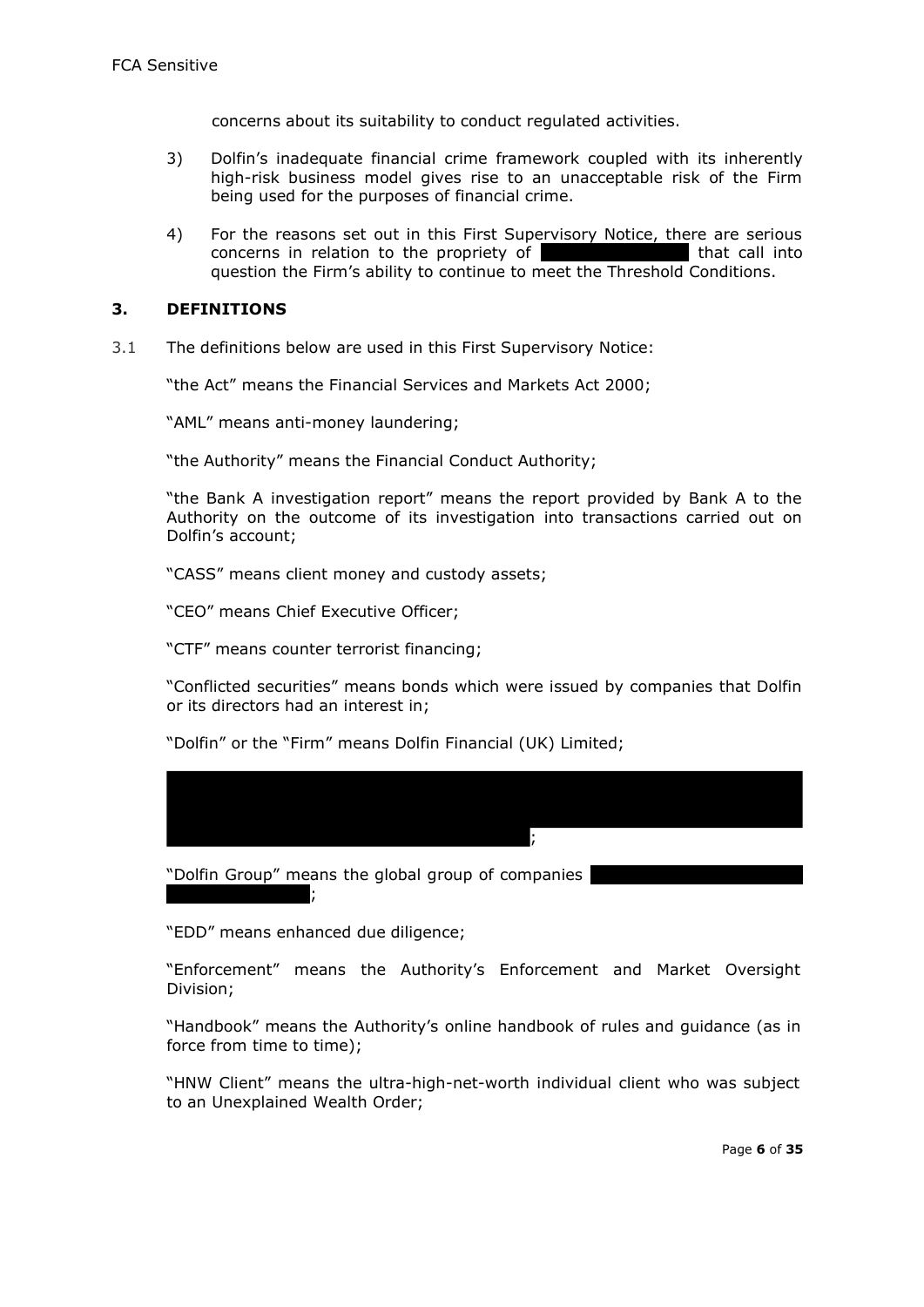concerns about its suitability to conduct regulated activities.

3) Dolfin's inadequate financial crime framework coupled with its inherently high-risk business model gives rise to an unacceptable risk of the Firm being used for the purposes of financial crime.

4) For the reasons set out in this First Supervisory Notice, there are serious concerns in relation to the propriety of [redacted] that call into question the Firm's ability to continue to meet the Threshold Conditions.

## 3. DEFINITIONS

3.1 The definitions below are used in this First Supervisory Notice:

"the Act" means the Financial Services and Markets Act 2000;

"AML" means anti-money laundering;

"the Authority" means the Financial Conduct Authority;

"the Bank A investigation report" means the report provided by Bank A to the Authority on the outcome of its investigation into transactions carried out on Dolfin's account;

"CASS" means client money and custody assets;

"CEO" means Chief Executive Officer;

"CTF" means counter terrorist financing;

"Conflicted securities" means bonds which were issued by companies that Dolfin or its directors had an interest in;

"Dolfin" or the "Firm" means Dolfin Financial (UK) Limited;

[redacted];

"Dolfin Group" means the global group of companies [redacted];

"EDD" means enhanced due diligence;

"Enforcement" means the Authority's Enforcement and Market Oversight Division;

"Handbook" means the Authority's online handbook of rules and guidance (as in force from time to time);

"HNW Client" means the ultra-high-net-worth individual client who was subject to an Unexplained Wealth Order;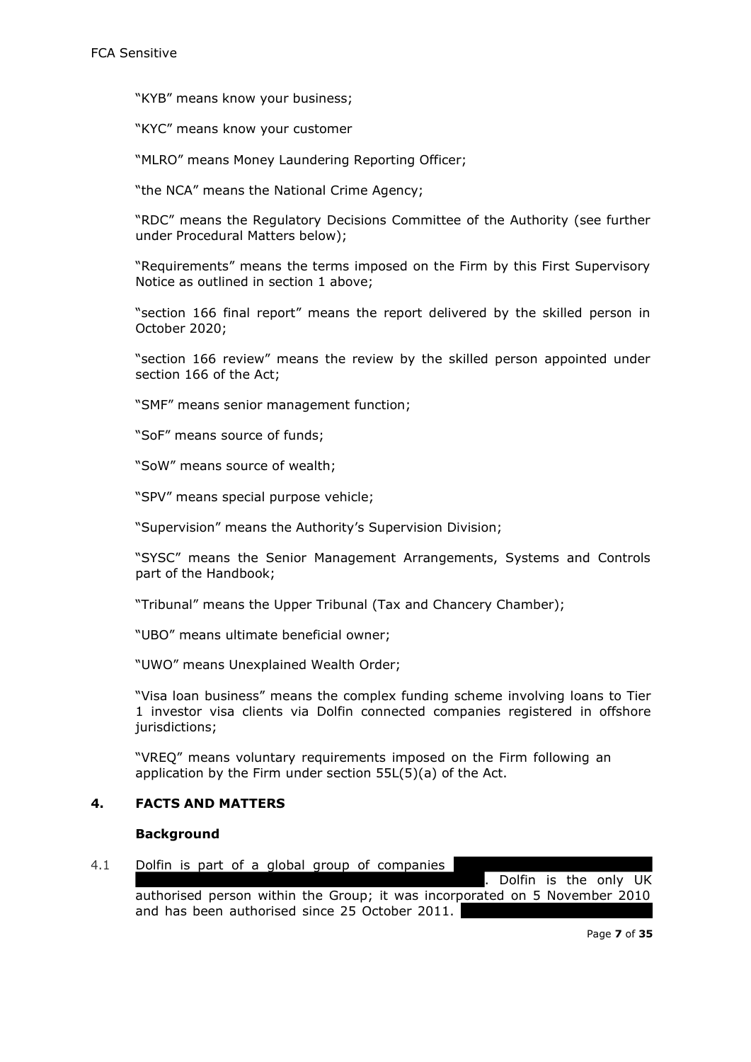"KYB" means know your business;

"KYC" means know your customer

"MLRO" means Money Laundering Reporting Officer;

"the NCA" means the National Crime Agency;

"RDC" means the Regulatory Decisions Committee of the Authority (see further under Procedural Matters below);

"Requirements" means the terms imposed on the Firm by this First Supervisory Notice as outlined in section 1 above;

"section 166 final report" means the report delivered by the skilled person in October 2020;

"section 166 review" means the review by the skilled person appointed under section 166 of the Act;

"SMF" means senior management function;

"SoF" means source of funds;

"SoW" means source of wealth;

"SPV" means special purpose vehicle;

"Supervision" means the Authority's Supervision Division;

"SYSC" means the Senior Management Arrangements, Systems and Controls part of the Handbook;

"Tribunal" means the Upper Tribunal (Tax and Chancery Chamber);

"UBO" means ultimate beneficial owner;

"UWO" means Unexplained Wealth Order;

"Visa loan business" means the complex funding scheme involving loans to Tier 1 investor visa clients via Dolfin connected companies registered in offshore jurisdictions;

"VREQ" means voluntary requirements imposed on the Firm following an application by the Firm under section 55L(5)(a) of the Act.

## 4. FACTS AND MATTERS

### Background

4.1 Dolfin is part of a global group of companies [REDACTED]. Dolfin is the only UK authorised person within the Group; it was incorporated on 5 November 2010 and has been authorised since 25 October 2011. [REDACTED]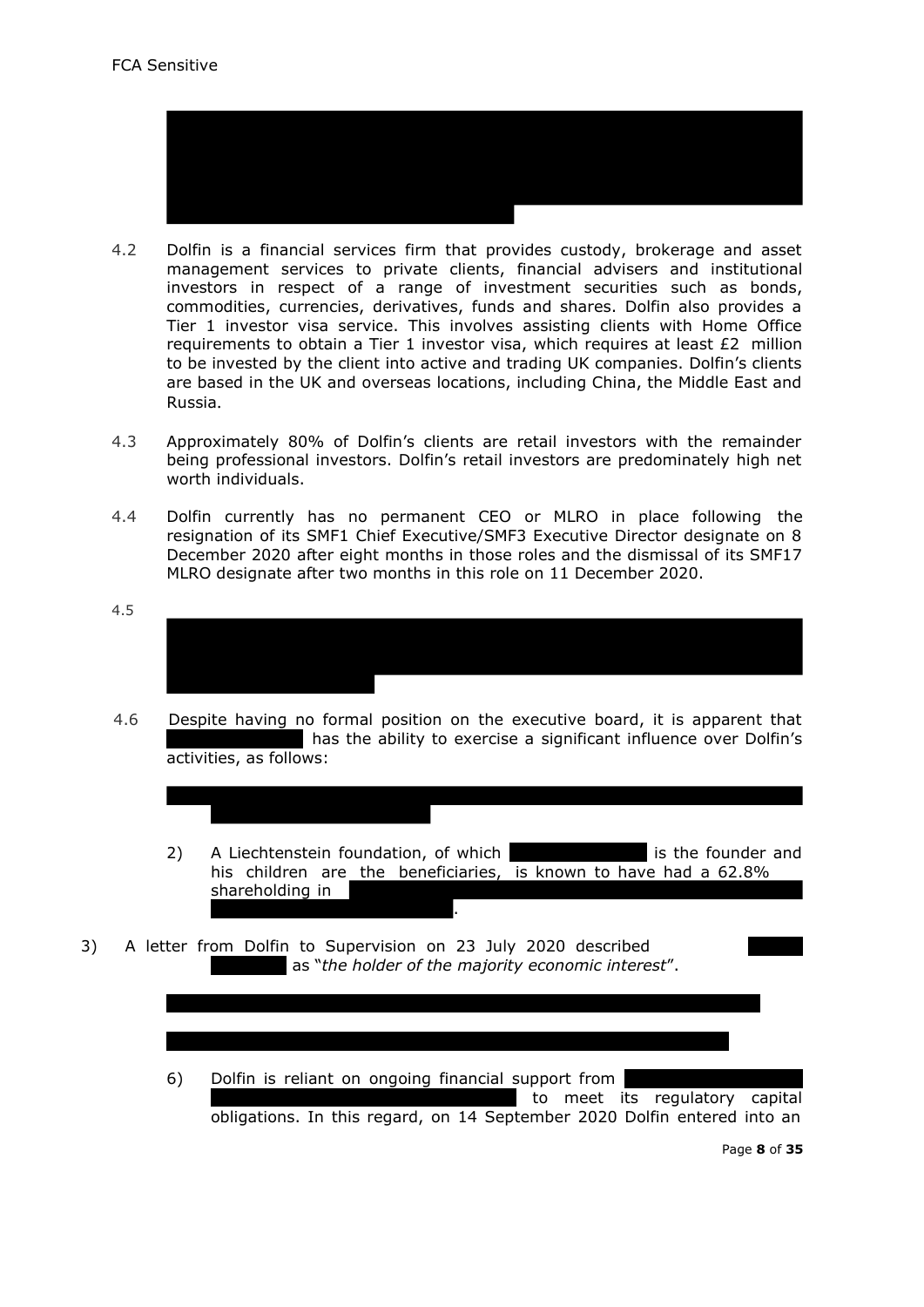FCA Sensitive

4.2 Dolfin is a financial services firm that provides custody, brokerage and asset management services to private clients, financial advisers and institutional investors in respect of a range of investment securities such as bonds, commodities, currencies, derivatives, funds and shares. Dolfin also provides a Tier 1 investor visa service. This involves assisting clients with Home Office requirements to obtain a Tier 1 investor visa, which requires at least £2 million to be invested by the client into active and trading UK companies. Dolfin's clients are based in the UK and overseas locations, including China, the Middle East and Russia.

4.3 Approximately 80% of Dolfin's clients are retail investors with the remainder being professional investors. Dolfin's retail investors are predominately high net worth individuals.

4.4 Dolfin currently has no permanent CEO or MLRO in place following the resignation of its SMF1 Chief Executive/SMF3 Executive Director designate on 8 December 2020 after eight months in those roles and the dismissal of its SMF17 MLRO designate after two months in this role on 11 December 2020.

4.5

4.6 Despite having no formal position on the executive board, it is apparent that has the ability to exercise a significant influence over Dolfin's activities, as follows:

2) A Liechtenstein foundation, of which is the founder and his children are the beneficiaries, is known to have had a 62.8% shareholding in .

3) A letter from Dolfin to Supervision on 23 July 2020 described as "*the holder of the majority economic interest*".

6) Dolfin is reliant on ongoing financial support from to meet its regulatory capital obligations. In this regard, on 14 September 2020 Dolfin entered into an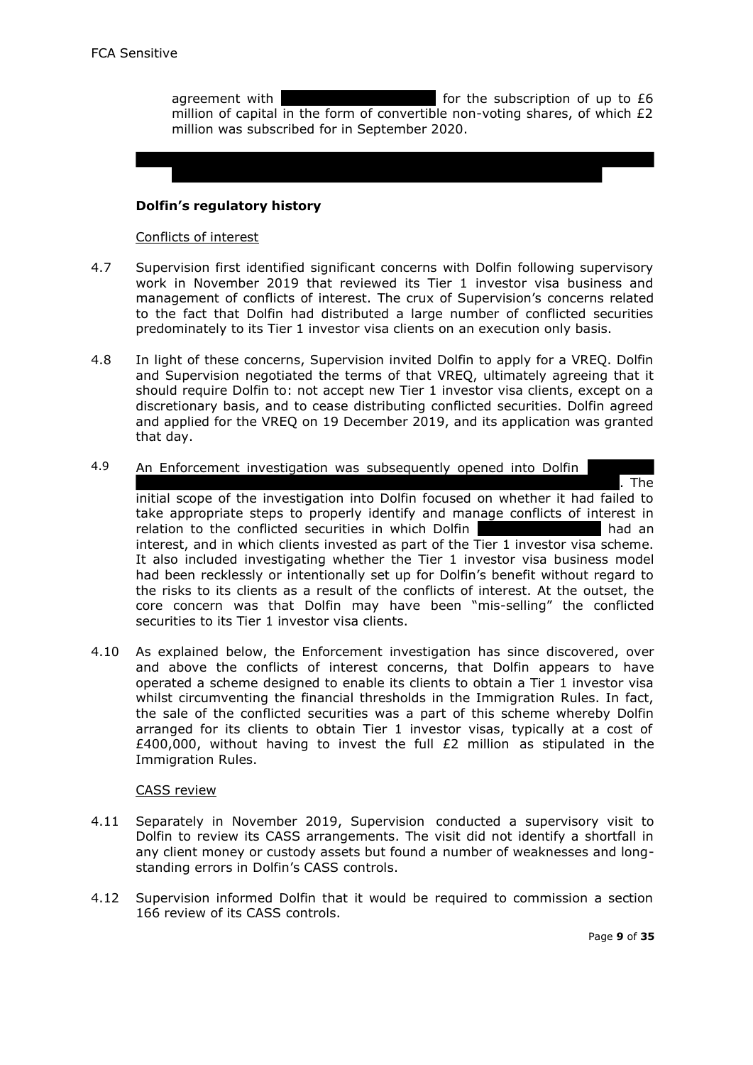agreement with for the subscription of up to £6 million of capital in the form of convertible non-voting shares, of which £2 million was subscribed for in September 2020.

**Dolfin's regulatory history**

Conflicts of interest

4.7 Supervision first identified significant concerns with Dolfin following supervisory work in November 2019 that reviewed its Tier 1 investor visa business and management of conflicts of interest. The crux of Supervision's concerns related to the fact that Dolfin had distributed a large number of conflicted securities predominately to its Tier 1 investor visa clients on an execution only basis.

4.8 In light of these concerns, Supervision invited Dolfin to apply for a VREQ. Dolfin and Supervision negotiated the terms of that VREQ, ultimately agreeing that it should require Dolfin to: not accept new Tier 1 investor visa clients, except on a discretionary basis, and to cease distributing conflicted securities. Dolfin agreed and applied for the VREQ on 19 December 2019, and its application was granted that day.

4.9 An Enforcement investigation was subsequently opened into Dolfin . The initial scope of the investigation into Dolfin focused on whether it had failed to take appropriate steps to properly identify and manage conflicts of interest in relation to the conflicted securities in which Dolfin had an interest, and in which clients invested as part of the Tier 1 investor visa scheme. It also included investigating whether the Tier 1 investor visa business model had been recklessly or intentionally set up for Dolfin's benefit without regard to the risks to its clients as a result of the conflicts of interest. At the outset, the core concern was that Dolfin may have been "mis-selling" the conflicted securities to its Tier 1 investor visa clients.

4.10 As explained below, the Enforcement investigation has since discovered, over and above the conflicts of interest concerns, that Dolfin appears to have operated a scheme designed to enable its clients to obtain a Tier 1 investor visa whilst circumventing the financial thresholds in the Immigration Rules. In fact, the sale of the conflicted securities was a part of this scheme whereby Dolfin arranged for its clients to obtain Tier 1 investor visas, typically at a cost of £400,000, without having to invest the full £2 million as stipulated in the Immigration Rules.

CASS review

4.11 Separately in November 2019, Supervision conducted a supervisory visit to Dolfin to review its CASS arrangements. The visit did not identify a shortfall in any client money or custody assets but found a number of weaknesses and long-standing errors in Dolfin's CASS controls.

4.12 Supervision informed Dolfin that it would be required to commission a section 166 review of its CASS controls.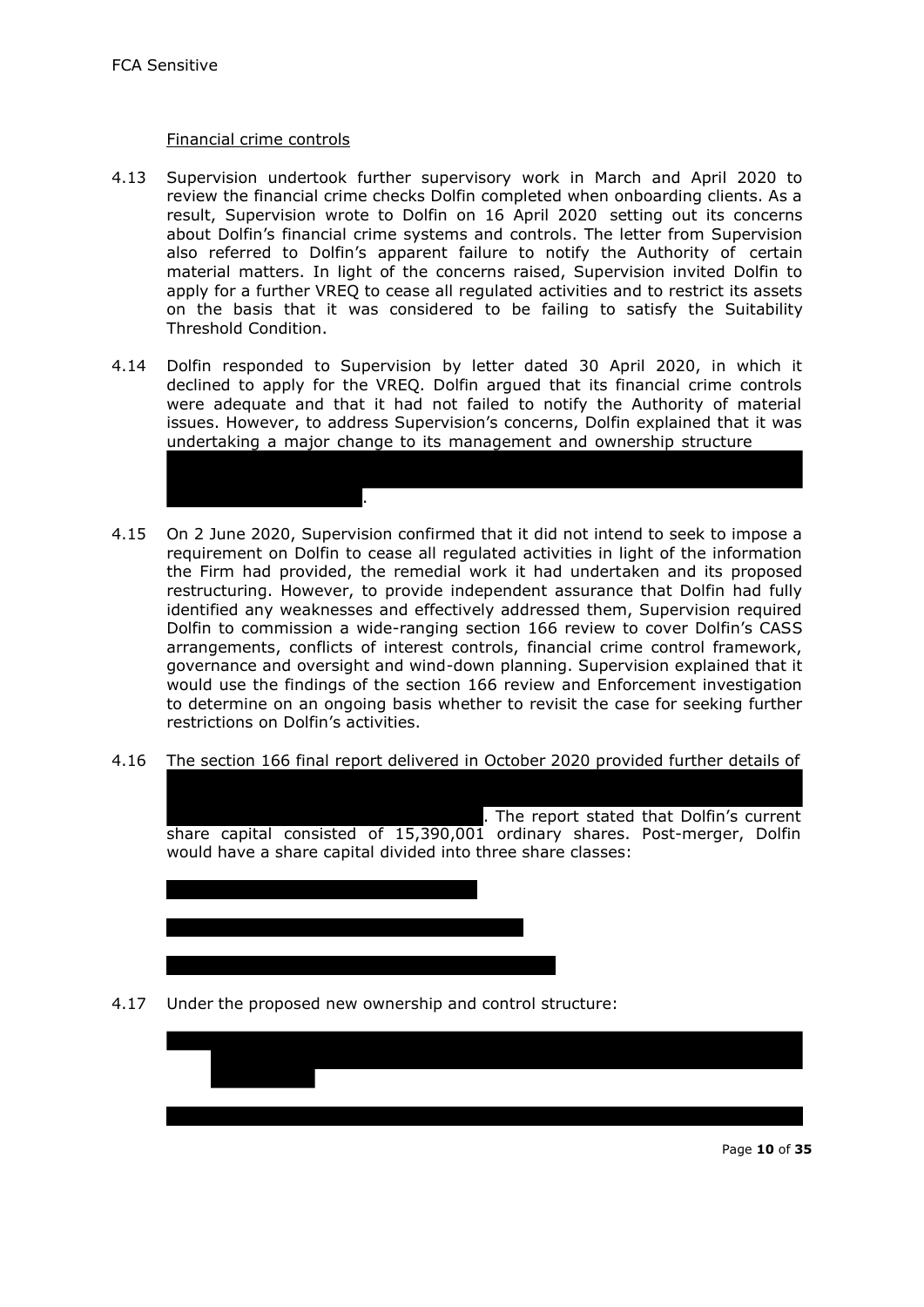FCA Sensitive

Financial crime controls

4.13 Supervision undertook further supervisory work in March and April 2020 to review the financial crime checks Dolfin completed when onboarding clients. As a result, Supervision wrote to Dolfin on 16 April 2020 setting out its concerns about Dolfin's financial crime systems and controls. The letter from Supervision also referred to Dolfin's apparent failure to notify the Authority of certain material matters. In light of the concerns raised, Supervision invited Dolfin to apply for a further VREQ to cease all regulated activities and to restrict its assets on the basis that it was considered to be failing to satisfy the Suitability Threshold Condition.

4.14 Dolfin responded to Supervision by letter dated 30 April 2020, in which it declined to apply for the VREQ. Dolfin argued that its financial crime controls were adequate and that it had not failed to notify the Authority of material issues. However, to address Supervision's concerns, Dolfin explained that it was undertaking a major change to its management and ownership structure [REDACTED].

4.15 On 2 June 2020, Supervision confirmed that it did not intend to seek to impose a requirement on Dolfin to cease all regulated activities in light of the information the Firm had provided, the remedial work it had undertaken and its proposed restructuring. However, to provide independent assurance that Dolfin had fully identified any weaknesses and effectively addressed them, Supervision required Dolfin to commission a wide-ranging section 166 review to cover Dolfin's CASS arrangements, conflicts of interest controls, financial crime control framework, governance and oversight and wind-down planning. Supervision explained that it would use the findings of the section 166 review and Enforcement investigation to determine on an ongoing basis whether to revisit the case for seeking further restrictions on Dolfin's activities.

4.16 The section 166 final report delivered in October 2020 provided further details of [REDACTED]. The report stated that Dolfin's current share capital consisted of 15,390,001 ordinary shares. Post-merger, Dolfin would have a share capital divided into three share classes:

[REDACTED]

[REDACTED]

[REDACTED]

4.17 Under the proposed new ownership and control structure:

[REDACTED]

[REDACTED]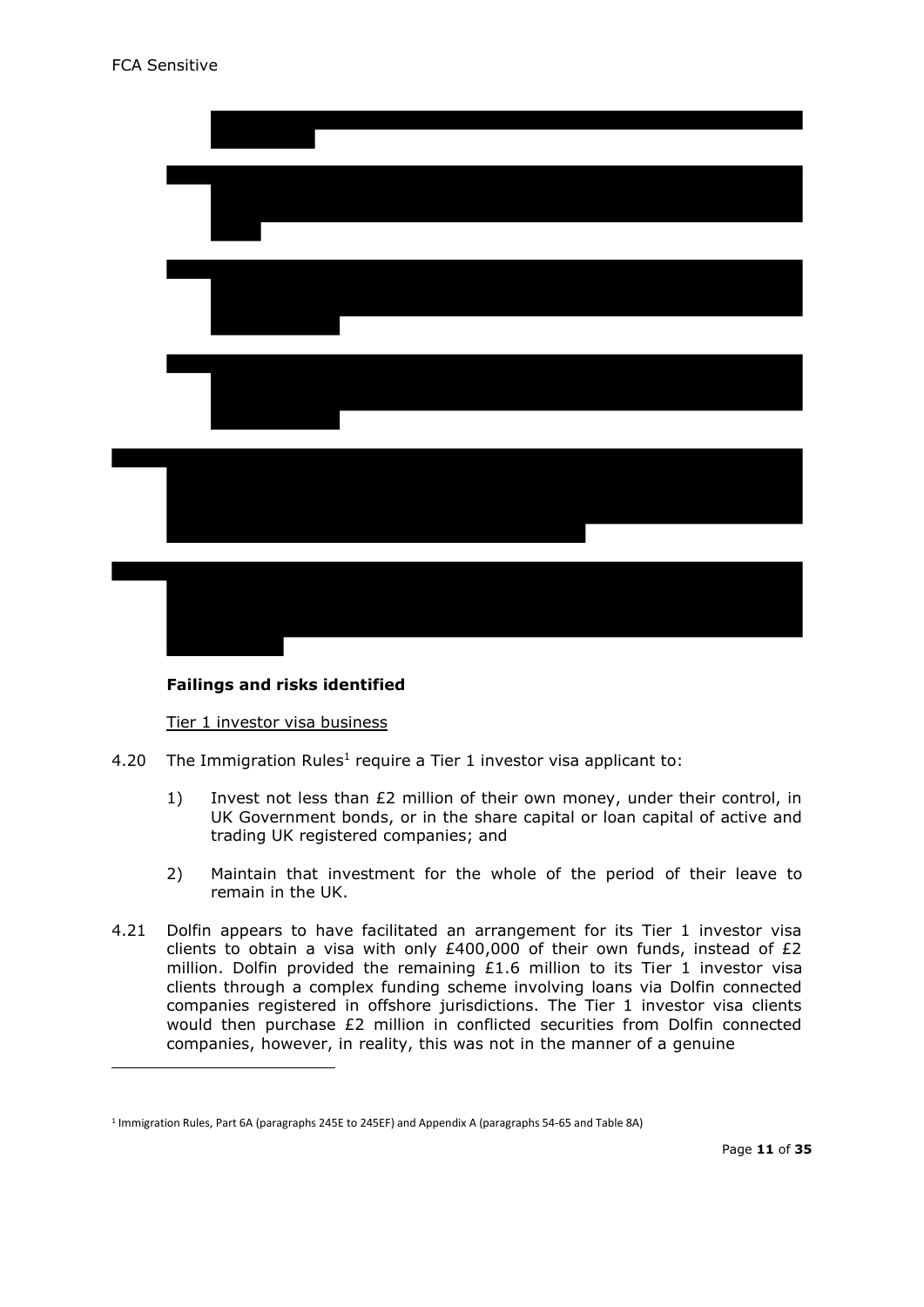**Failings and risks identified**

Tier 1 investor visa business

4.20 The Immigration Rules[1] require a Tier 1 investor visa applicant to:

1) Invest not less than £2 million of their own money, under their control, in UK Government bonds, or in the share capital or loan capital of active and trading UK registered companies; and

2) Maintain that investment for the whole of the period of their leave to remain in the UK.

4.21 Dolfin appears to have facilitated an arrangement for its Tier 1 investor visa clients to obtain a visa with only £400,000 of their own funds, instead of £2 million. Dolfin provided the remaining £1.6 million to its Tier 1 investor visa clients through a complex funding scheme involving loans via Dolfin connected companies registered in offshore jurisdictions. The Tier 1 investor visa clients would then purchase £2 million in conflicted securities from Dolfin connected companies, however, in reality, this was not in the manner of a genuine

[1] Immigration Rules, Part 6A (paragraphs 245E to 245EF) and Appendix A (paragraphs 54-65 and Table 8A)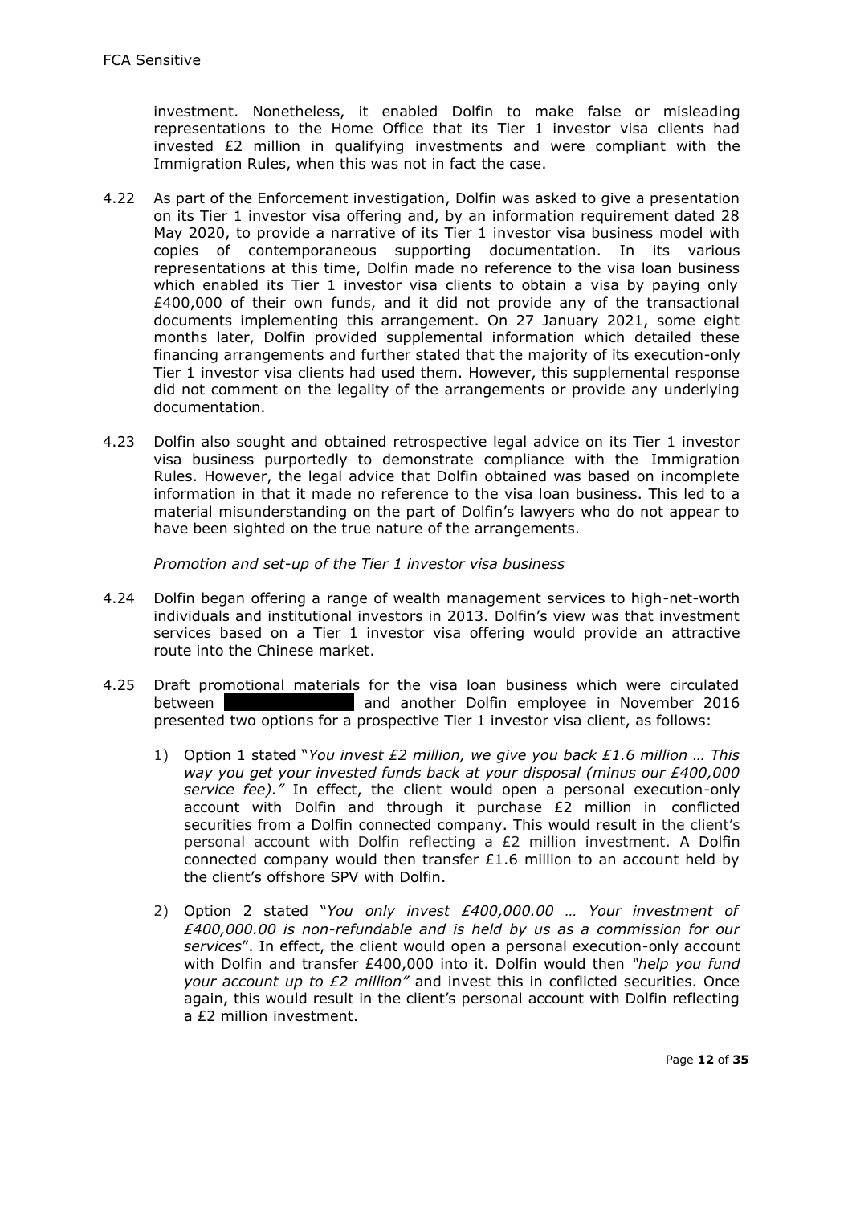investment. Nonetheless, it enabled Dolfin to make false or misleading representations to the Home Office that its Tier 1 investor visa clients had invested £2 million in qualifying investments and were compliant with the Immigration Rules, when this was not in fact the case.

4.22 As part of the Enforcement investigation, Dolfin was asked to give a presentation on its Tier 1 investor visa offering and, by an information requirement dated 28 May 2020, to provide a narrative of its Tier 1 investor visa business model with copies of contemporaneous supporting documentation. In its various representations at this time, Dolfin made no reference to the visa loan business which enabled its Tier 1 investor visa clients to obtain a visa by paying only £400,000 of their own funds, and it did not provide any of the transactional documents implementing this arrangement. On 27 January 2021, some eight months later, Dolfin provided supplemental information which detailed these financing arrangements and further stated that the majority of its execution-only Tier 1 investor visa clients had used them. However, this supplemental response did not comment on the legality of the arrangements or provide any underlying documentation.

4.23 Dolfin also sought and obtained retrospective legal advice on its Tier 1 investor visa business purportedly to demonstrate compliance with the Immigration Rules. However, the legal advice that Dolfin obtained was based on incomplete information in that it made no reference to the visa loan business. This led to a material misunderstanding on the part of Dolfin's lawyers who do not appear to have been sighted on the true nature of the arrangements.

*Promotion and set-up of the Tier 1 investor visa business*

4.24 Dolfin began offering a range of wealth management services to high-net-worth individuals and institutional investors in 2013. Dolfin's view was that investment services based on a Tier 1 investor visa offering would provide an attractive route into the Chinese market.

4.25 Draft promotional materials for the visa loan business which were circulated between [REDACTED] and another Dolfin employee in November 2016 presented two options for a prospective Tier 1 investor visa client, as follows:

1) Option 1 stated "*You invest £2 million, we give you back £1.6 million … This way you get your invested funds back at your disposal (minus our £400,000 service fee).*" In effect, the client would open a personal execution-only account with Dolfin and through it purchase £2 million in conflicted securities from a Dolfin connected company. This would result in the client's personal account with Dolfin reflecting a £2 million investment. A Dolfin connected company would then transfer £1.6 million to an account held by the client's offshore SPV with Dolfin.

2) Option 2 stated "*You only invest £400,000.00 … Your investment of £400,000.00 is non-refundable and is held by us as a commission for our services*". In effect, the client would open a personal execution-only account with Dolfin and transfer £400,000 into it. Dolfin would then *"help you fund your account up to £2 million"* and invest this in conflicted securities. Once again, this would result in the client's personal account with Dolfin reflecting a £2 million investment.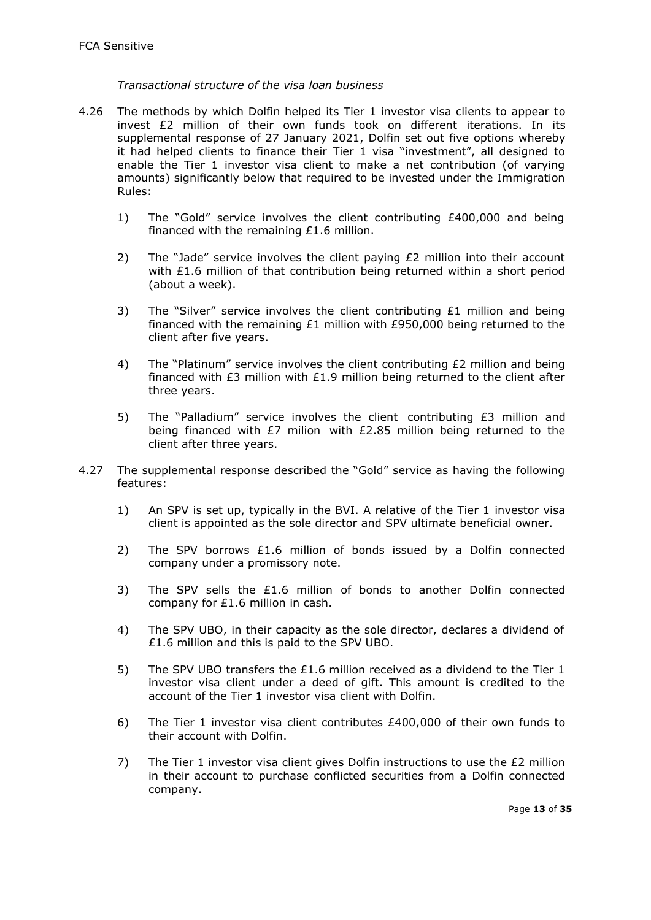*Transactional structure of the visa loan business*

4.26 The methods by which Dolfin helped its Tier 1 investor visa clients to appear to invest £2 million of their own funds took on different iterations. In its supplemental response of 27 January 2021, Dolfin set out five options whereby it had helped clients to finance their Tier 1 visa "investment", all designed to enable the Tier 1 investor visa client to make a net contribution (of varying amounts) significantly below that required to be invested under the Immigration Rules:

1) The "Gold" service involves the client contributing £400,000 and being financed with the remaining £1.6 million.

2) The "Jade" service involves the client paying £2 million into their account with £1.6 million of that contribution being returned within a short period (about a week).

3) The "Silver" service involves the client contributing £1 million and being financed with the remaining £1 million with £950,000 being returned to the client after five years.

4) The "Platinum" service involves the client contributing £2 million and being financed with £3 million with £1.9 million being returned to the client after three years.

5) The "Palladium" service involves the client contributing £3 million and being financed with £7 milion with £2.85 million being returned to the client after three years.

4.27 The supplemental response described the "Gold" service as having the following features:

1) An SPV is set up, typically in the BVI. A relative of the Tier 1 investor visa client is appointed as the sole director and SPV ultimate beneficial owner.

2) The SPV borrows £1.6 million of bonds issued by a Dolfin connected company under a promissory note.

3) The SPV sells the £1.6 million of bonds to another Dolfin connected company for £1.6 million in cash.

4) The SPV UBO, in their capacity as the sole director, declares a dividend of £1.6 million and this is paid to the SPV UBO.

5) The SPV UBO transfers the £1.6 million received as a dividend to the Tier 1 investor visa client under a deed of gift. This amount is credited to the account of the Tier 1 investor visa client with Dolfin.

6) The Tier 1 investor visa client contributes £400,000 of their own funds to their account with Dolfin.

7) The Tier 1 investor visa client gives Dolfin instructions to use the £2 million in their account to purchase conflicted securities from a Dolfin connected company.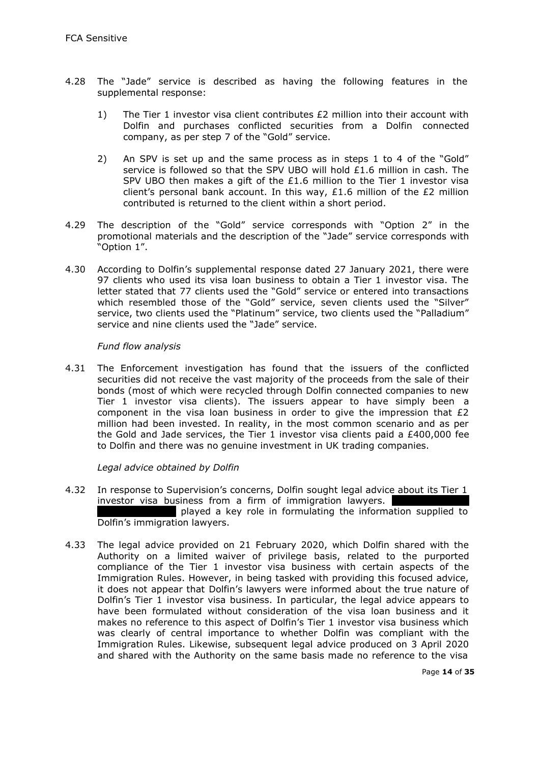4.28 The "Jade" service is described as having the following features in the supplemental response:

1) The Tier 1 investor visa client contributes £2 million into their account with Dolfin and purchases conflicted securities from a Dolfin connected company, as per step 7 of the "Gold" service.

2) An SPV is set up and the same process as in steps 1 to 4 of the "Gold" service is followed so that the SPV UBO will hold £1.6 million in cash. The SPV UBO then makes a gift of the £1.6 million to the Tier 1 investor visa client's personal bank account. In this way, £1.6 million of the £2 million contributed is returned to the client within a short period.

4.29 The description of the "Gold" service corresponds with "Option 2" in the promotional materials and the description of the "Jade" service corresponds with "Option 1".

4.30 According to Dolfin's supplemental response dated 27 January 2021, there were 97 clients who used its visa loan business to obtain a Tier 1 investor visa. The letter stated that 77 clients used the "Gold" service or entered into transactions which resembled those of the "Gold" service, seven clients used the "Silver" service, two clients used the "Platinum" service, two clients used the "Palladium" service and nine clients used the "Jade" service.

*Fund flow analysis*

4.31 The Enforcement investigation has found that the issuers of the conflicted securities did not receive the vast majority of the proceeds from the sale of their bonds (most of which were recycled through Dolfin connected companies to new Tier 1 investor visa clients). The issuers appear to have simply been a component in the visa loan business in order to give the impression that £2 million had been invested. In reality, in the most common scenario and as per the Gold and Jade services, the Tier 1 investor visa clients paid a £400,000 fee to Dolfin and there was no genuine investment in UK trading companies.

*Legal advice obtained by Dolfin*

4.32 In response to Supervision's concerns, Dolfin sought legal advice about its Tier 1 investor visa business from a firm of immigration lawyers. played a key role in formulating the information supplied to Dolfin's immigration lawyers.

4.33 The legal advice provided on 21 February 2020, which Dolfin shared with the Authority on a limited waiver of privilege basis, related to the purported compliance of the Tier 1 investor visa business with certain aspects of the Immigration Rules. However, in being tasked with providing this focused advice, it does not appear that Dolfin's lawyers were informed about the true nature of Dolfin's Tier 1 investor visa business. In particular, the legal advice appears to have been formulated without consideration of the visa loan business and it makes no reference to this aspect of Dolfin's Tier 1 investor visa business which was clearly of central importance to whether Dolfin was compliant with the Immigration Rules. Likewise, subsequent legal advice produced on 3 April 2020 and shared with the Authority on the same basis made no reference to the visa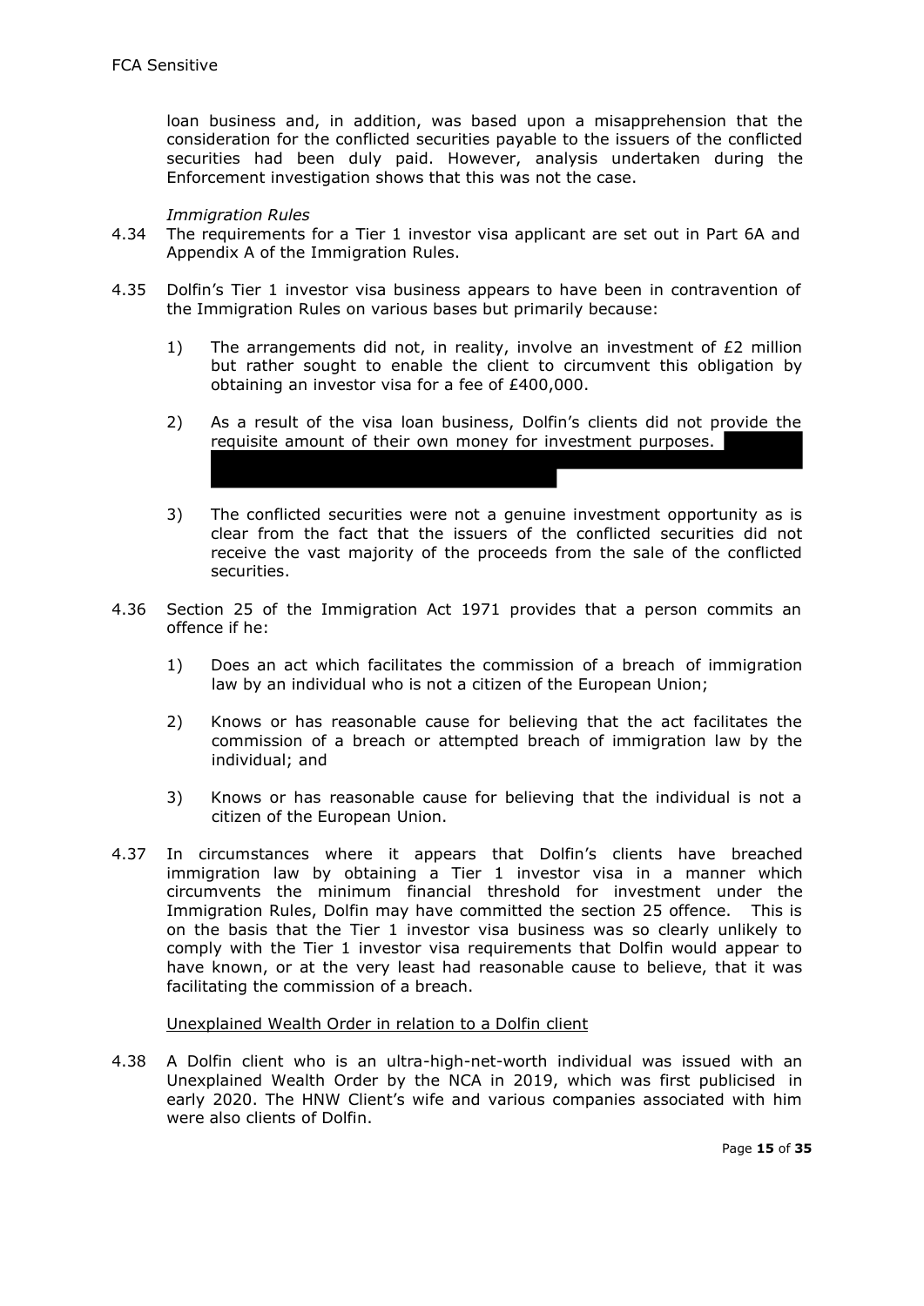loan business and, in addition, was based upon a misapprehension that the consideration for the conflicted securities payable to the issuers of the conflicted securities had been duly paid. However, analysis undertaken during the Enforcement investigation shows that this was not the case.

*Immigration Rules*

4.34 The requirements for a Tier 1 investor visa applicant are set out in Part 6A and Appendix A of the Immigration Rules.

4.35 Dolfin's Tier 1 investor visa business appears to have been in contravention of the Immigration Rules on various bases but primarily because:

1) The arrangements did not, in reality, involve an investment of £2 million but rather sought to enable the client to circumvent this obligation by obtaining an investor visa for a fee of £400,000.

2) As a result of the visa loan business, Dolfin's clients did not provide the requisite amount of their own money for investment purposes.

3) The conflicted securities were not a genuine investment opportunity as is clear from the fact that the issuers of the conflicted securities did not receive the vast majority of the proceeds from the sale of the conflicted securities.

4.36 Section 25 of the Immigration Act 1971 provides that a person commits an offence if he:

1) Does an act which facilitates the commission of a breach of immigration law by an individual who is not a citizen of the European Union;

2) Knows or has reasonable cause for believing that the act facilitates the commission of a breach or attempted breach of immigration law by the individual; and

3) Knows or has reasonable cause for believing that the individual is not a citizen of the European Union.

4.37 In circumstances where it appears that Dolfin's clients have breached immigration law by obtaining a Tier 1 investor visa in a manner which circumvents the minimum financial threshold for investment under the Immigration Rules, Dolfin may have committed the section 25 offence. This is on the basis that the Tier 1 investor visa business was so clearly unlikely to comply with the Tier 1 investor visa requirements that Dolfin would appear to have known, or at the very least had reasonable cause to believe, that it was facilitating the commission of a breach.

Unexplained Wealth Order in relation to a Dolfin client

4.38 A Dolfin client who is an ultra-high-net-worth individual was issued with an Unexplained Wealth Order by the NCA in 2019, which was first publicised in early 2020. The HNW Client's wife and various companies associated with him were also clients of Dolfin.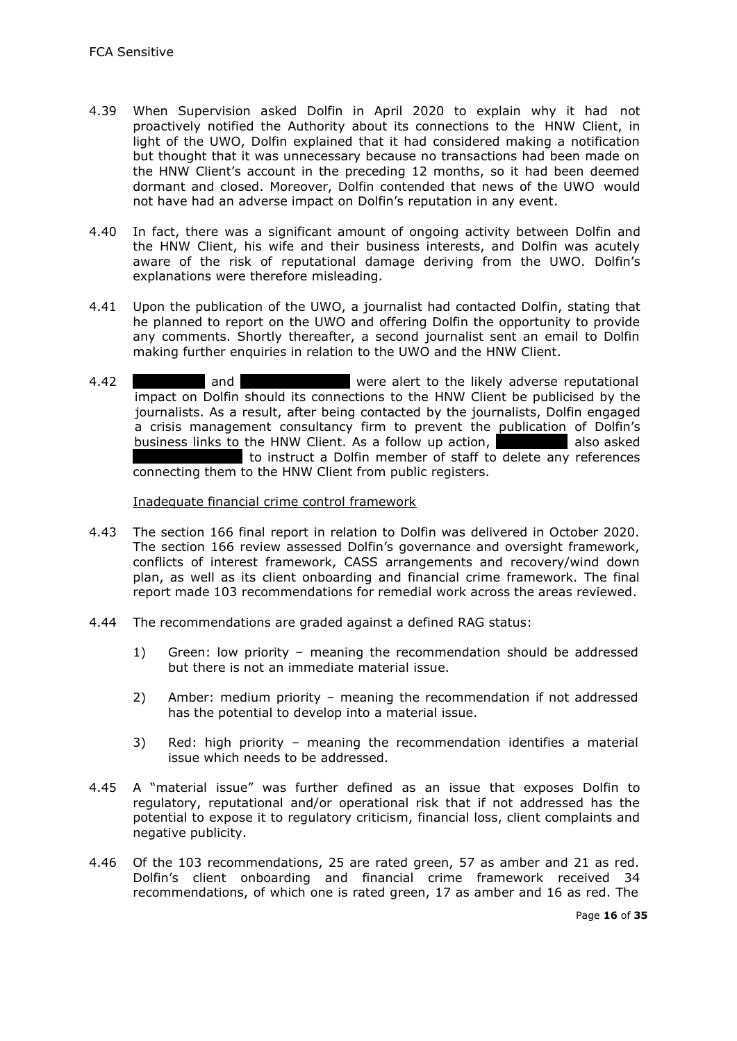4.39 When Supervision asked Dolfin in April 2020 to explain why it had not proactively notified the Authority about its connections to the HNW Client, in light of the UWO, Dolfin explained that it had considered making a notification but thought that it was unnecessary because no transactions had been made on the HNW Client's account in the preceding 12 months, so it had been deemed dormant and closed. Moreover, Dolfin contended that news of the UWO would not have had an adverse impact on Dolfin's reputation in any event.

4.40 In fact, there was a significant amount of ongoing activity between Dolfin and the HNW Client, his wife and their business interests, and Dolfin was acutely aware of the risk of reputational damage deriving from the UWO. Dolfin's explanations were therefore misleading.

4.41 Upon the publication of the UWO, a journalist had contacted Dolfin, stating that he planned to report on the UWO and offering Dolfin the opportunity to provide any comments. Shortly thereafter, a second journalist sent an email to Dolfin making further enquiries in relation to the UWO and the HNW Client.

4.42 [REDACTED] and [REDACTED] were alert to the likely adverse reputational impact on Dolfin should its connections to the HNW Client be publicised by the journalists. As a result, after being contacted by the journalists, Dolfin engaged a crisis management consultancy firm to prevent the publication of Dolfin's business links to the HNW Client. As a follow up action, [REDACTED] also asked [REDACTED] to instruct a Dolfin member of staff to delete any references connecting them to the HNW Client from public registers.

Inadequate financial crime control framework

4.43 The section 166 final report in relation to Dolfin was delivered in October 2020. The section 166 review assessed Dolfin's governance and oversight framework, conflicts of interest framework, CASS arrangements and recovery/wind down plan, as well as its client onboarding and financial crime framework. The final report made 103 recommendations for remedial work across the areas reviewed.

4.44 The recommendations are graded against a defined RAG status:

1) Green: low priority – meaning the recommendation should be addressed but there is not an immediate material issue.

2) Amber: medium priority – meaning the recommendation if not addressed has the potential to develop into a material issue.

3) Red: high priority – meaning the recommendation identifies a material issue which needs to be addressed.

4.45 A "material issue" was further defined as an issue that exposes Dolfin to regulatory, reputational and/or operational risk that if not addressed has the potential to expose it to regulatory criticism, financial loss, client complaints and negative publicity.

4.46 Of the 103 recommendations, 25 are rated green, 57 as amber and 21 as red. Dolfin's client onboarding and financial crime framework received 34 recommendations, of which one is rated green, 17 as amber and 16 as red. The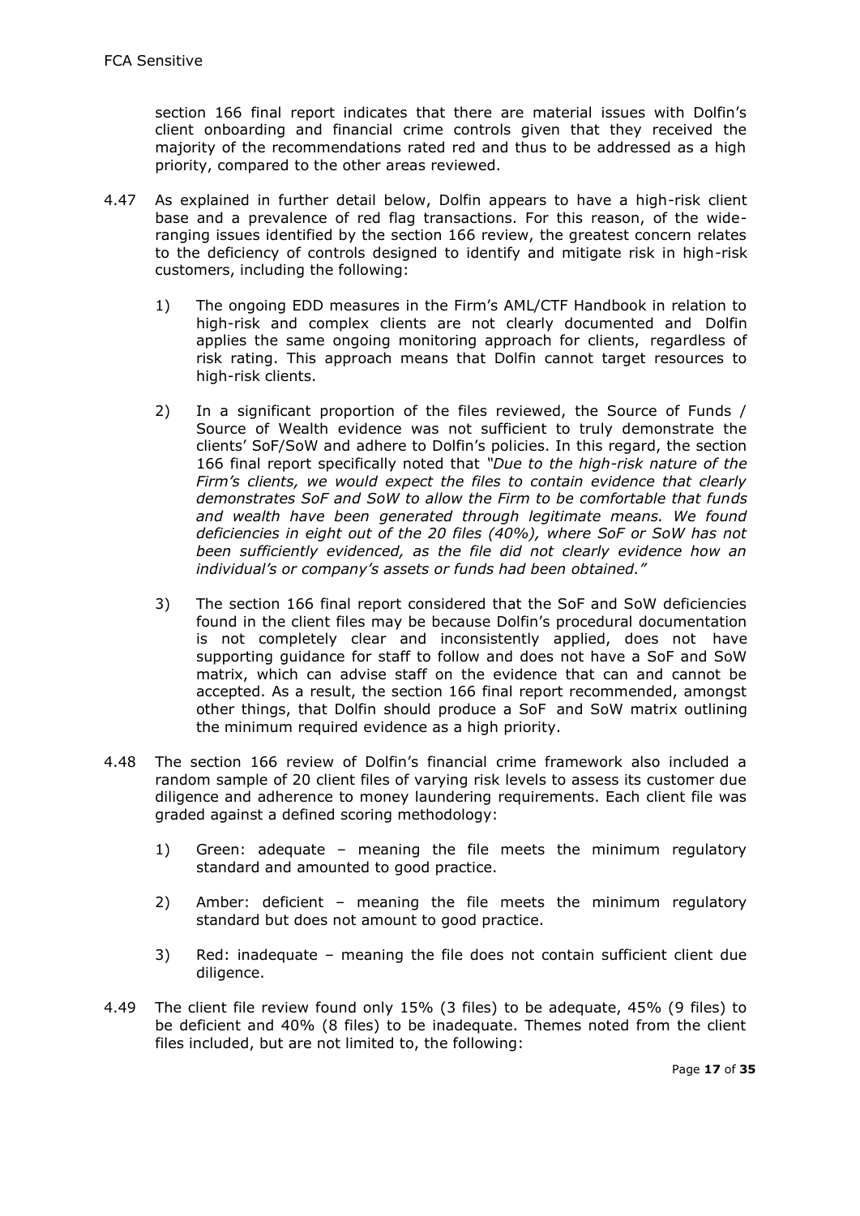section 166 final report indicates that there are material issues with Dolfin's client onboarding and financial crime controls given that they received the majority of the recommendations rated red and thus to be addressed as a high priority, compared to the other areas reviewed.

4.47 As explained in further detail below, Dolfin appears to have a high-risk client base and a prevalence of red flag transactions. For this reason, of the wide-ranging issues identified by the section 166 review, the greatest concern relates to the deficiency of controls designed to identify and mitigate risk in high-risk customers, including the following:

1) The ongoing EDD measures in the Firm's AML/CTF Handbook in relation to high-risk and complex clients are not clearly documented and Dolfin applies the same ongoing monitoring approach for clients, regardless of risk rating. This approach means that Dolfin cannot target resources to high-risk clients.

2) In a significant proportion of the files reviewed, the Source of Funds / Source of Wealth evidence was not sufficient to truly demonstrate the clients' SoF/SoW and adhere to Dolfin's policies. In this regard, the section 166 final report specifically noted that *"Due to the high-risk nature of the Firm's clients, we would expect the files to contain evidence that clearly demonstrates SoF and SoW to allow the Firm to be comfortable that funds and wealth have been generated through legitimate means. We found deficiencies in eight out of the 20 files (40%), where SoF or SoW has not been sufficiently evidenced, as the file did not clearly evidence how an individual's or company's assets or funds had been obtained."*

3) The section 166 final report considered that the SoF and SoW deficiencies found in the client files may be because Dolfin's procedural documentation is not completely clear and inconsistently applied, does not have supporting guidance for staff to follow and does not have a SoF and SoW matrix, which can advise staff on the evidence that can and cannot be accepted. As a result, the section 166 final report recommended, amongst other things, that Dolfin should produce a SoF and SoW matrix outlining the minimum required evidence as a high priority.

4.48 The section 166 review of Dolfin's financial crime framework also included a random sample of 20 client files of varying risk levels to assess its customer due diligence and adherence to money laundering requirements. Each client file was graded against a defined scoring methodology:

1) Green: adequate – meaning the file meets the minimum regulatory standard and amounted to good practice.

2) Amber: deficient – meaning the file meets the minimum regulatory standard but does not amount to good practice.

3) Red: inadequate – meaning the file does not contain sufficient client due diligence.

4.49 The client file review found only 15% (3 files) to be adequate, 45% (9 files) to be deficient and 40% (8 files) to be inadequate. Themes noted from the client files included, but are not limited to, the following: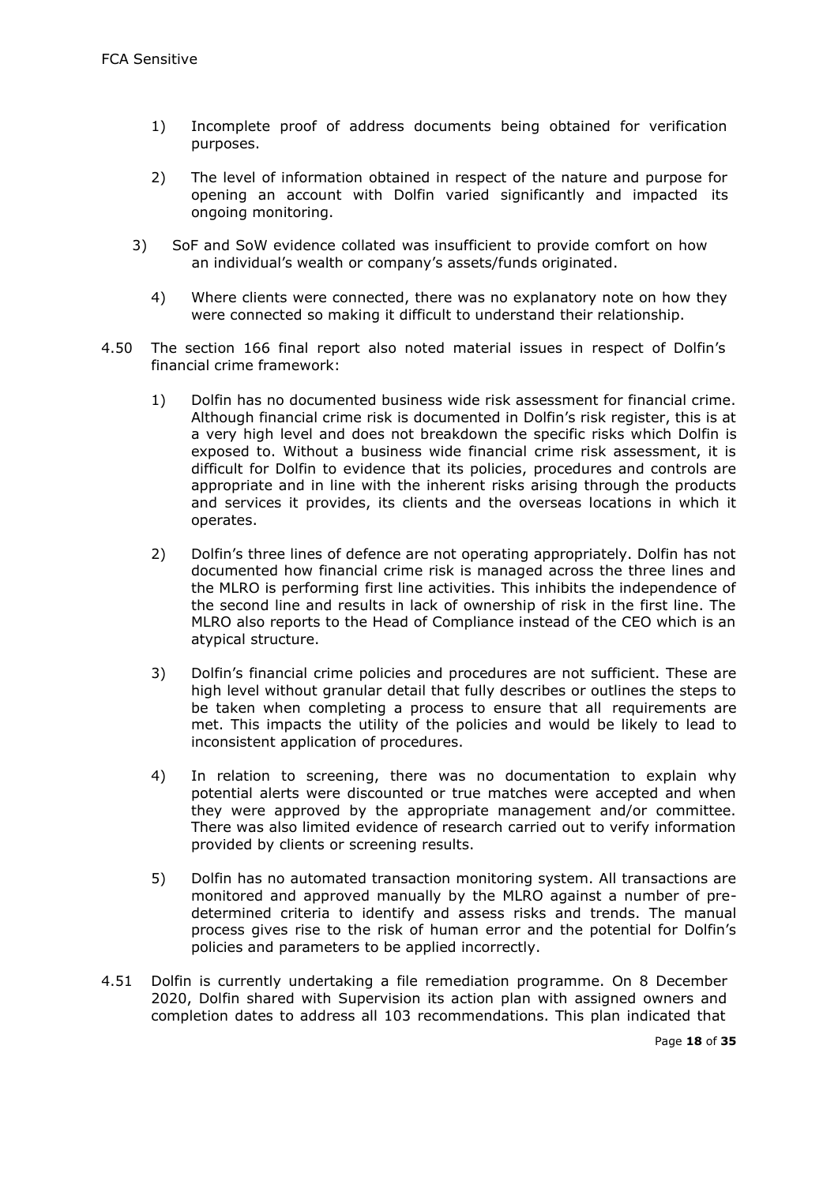1) Incomplete proof of address documents being obtained for verification purposes.

2) The level of information obtained in respect of the nature and purpose for opening an account with Dolfin varied significantly and impacted its ongoing monitoring.

3) SoF and SoW evidence collated was insufficient to provide comfort on how an individual's wealth or company's assets/funds originated.

4) Where clients were connected, there was no explanatory note on how they were connected so making it difficult to understand their relationship.

4.50 The section 166 final report also noted material issues in respect of Dolfin's financial crime framework:

1) Dolfin has no documented business wide risk assessment for financial crime. Although financial crime risk is documented in Dolfin's risk register, this is at a very high level and does not breakdown the specific risks which Dolfin is exposed to. Without a business wide financial crime risk assessment, it is difficult for Dolfin to evidence that its policies, procedures and controls are appropriate and in line with the inherent risks arising through the products and services it provides, its clients and the overseas locations in which it operates.

2) Dolfin's three lines of defence are not operating appropriately. Dolfin has not documented how financial crime risk is managed across the three lines and the MLRO is performing first line activities. This inhibits the independence of the second line and results in lack of ownership of risk in the first line. The MLRO also reports to the Head of Compliance instead of the CEO which is an atypical structure.

3) Dolfin's financial crime policies and procedures are not sufficient. These are high level without granular detail that fully describes or outlines the steps to be taken when completing a process to ensure that all requirements are met. This impacts the utility of the policies and would be likely to lead to inconsistent application of procedures.

4) In relation to screening, there was no documentation to explain why potential alerts were discounted or true matches were accepted and when they were approved by the appropriate management and/or committee. There was also limited evidence of research carried out to verify information provided by clients or screening results.

5) Dolfin has no automated transaction monitoring system. All transactions are monitored and approved manually by the MLRO against a number of pre-determined criteria to identify and assess risks and trends. The manual process gives rise to the risk of human error and the potential for Dolfin's policies and parameters to be applied incorrectly.

4.51 Dolfin is currently undertaking a file remediation programme. On 8 December 2020, Dolfin shared with Supervision its action plan with assigned owners and completion dates to address all 103 recommendations. This plan indicated that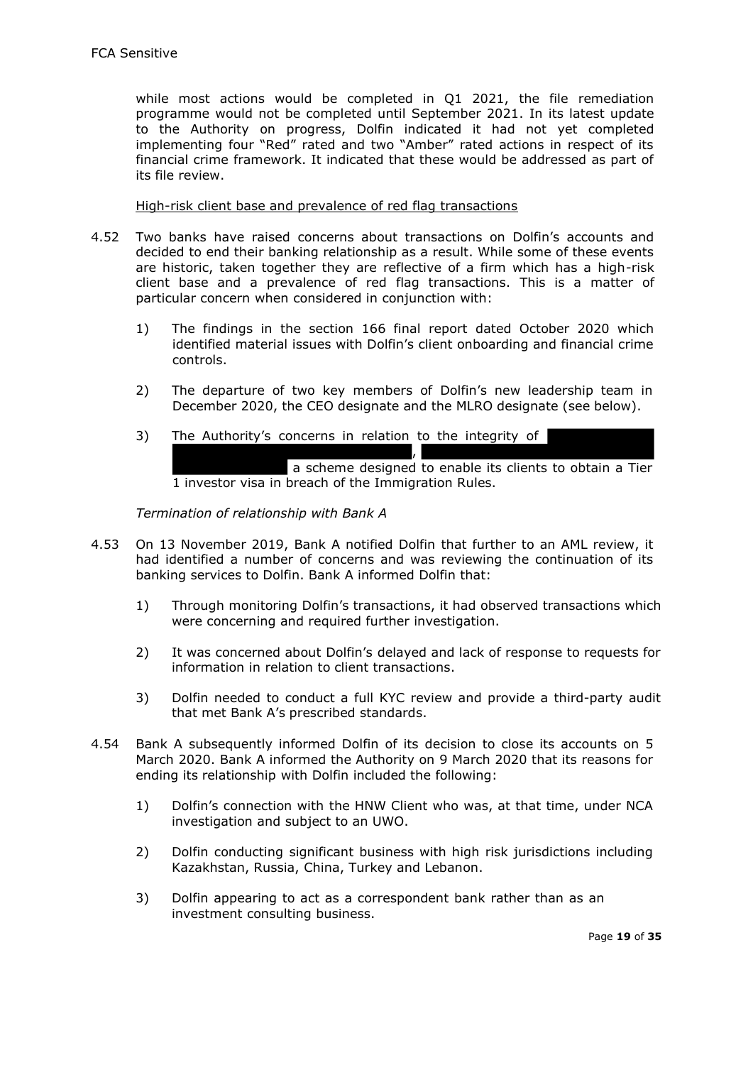while most actions would be completed in Q1 2021, the file remediation programme would not be completed until September 2021. In its latest update to the Authority on progress, Dolfin indicated it had not yet completed implementing four "Red" rated and two "Amber" rated actions in respect of its financial crime framework. It indicated that these would be addressed as part of its file review.

High-risk client base and prevalence of red flag transactions

4.52 Two banks have raised concerns about transactions on Dolfin's accounts and decided to end their banking relationship as a result. While some of these events are historic, taken together they are reflective of a firm which has a high-risk client base and a prevalence of red flag transactions. This is a matter of particular concern when considered in conjunction with:

1) The findings in the section 166 final report dated October 2020 which identified material issues with Dolfin's client onboarding and financial crime controls.

2) The departure of two key members of Dolfin's new leadership team in December 2020, the CEO designate and the MLRO designate (see below).

3) The Authority's concerns in relation to the integrity of [REDACTED], [REDACTED] a scheme designed to enable its clients to obtain a Tier 1 investor visa in breach of the Immigration Rules.

*Termination of relationship with Bank A*

4.53 On 13 November 2019, Bank A notified Dolfin that further to an AML review, it had identified a number of concerns and was reviewing the continuation of its banking services to Dolfin. Bank A informed Dolfin that:

1) Through monitoring Dolfin's transactions, it had observed transactions which were concerning and required further investigation.

2) It was concerned about Dolfin's delayed and lack of response to requests for information in relation to client transactions.

3) Dolfin needed to conduct a full KYC review and provide a third-party audit that met Bank A's prescribed standards.

4.54 Bank A subsequently informed Dolfin of its decision to close its accounts on 5 March 2020. Bank A informed the Authority on 9 March 2020 that its reasons for ending its relationship with Dolfin included the following:

1) Dolfin's connection with the HNW Client who was, at that time, under NCA investigation and subject to an UWO.

2) Dolfin conducting significant business with high risk jurisdictions including Kazakhstan, Russia, China, Turkey and Lebanon.

3) Dolfin appearing to act as a correspondent bank rather than as an investment consulting business.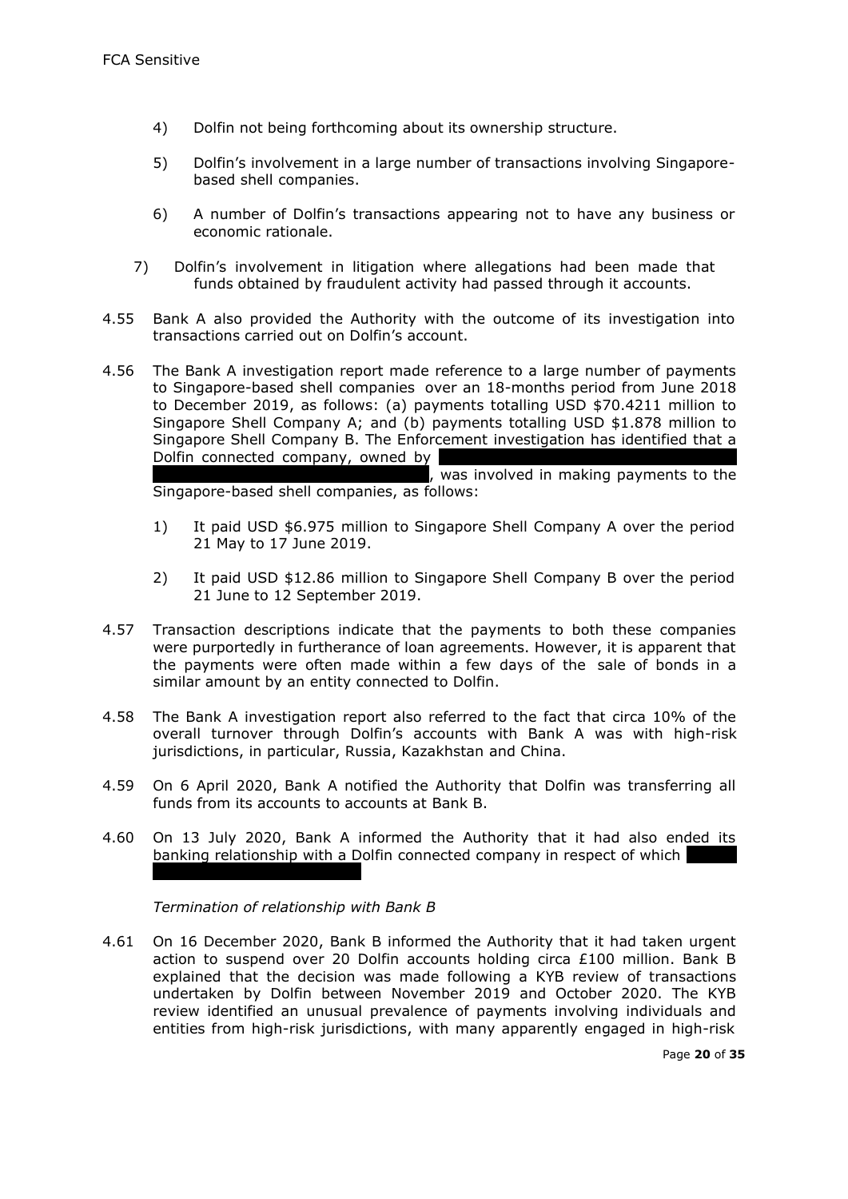4) Dolfin not being forthcoming about its ownership structure.

5) Dolfin's involvement in a large number of transactions involving Singapore-based shell companies.

6) A number of Dolfin's transactions appearing not to have any business or economic rationale.

7) Dolfin's involvement in litigation where allegations had been made that funds obtained by fraudulent activity had passed through it accounts.

4.55 Bank A also provided the Authority with the outcome of its investigation into transactions carried out on Dolfin's account.

4.56 The Bank A investigation report made reference to a large number of payments to Singapore-based shell companies over an 18-months period from June 2018 to December 2019, as follows: (a) payments totalling USD $70.4211 million to Singapore Shell Company A; and (b) payments totalling USD $1.878 million to Singapore Shell Company B. The Enforcement investigation has identified that a Dolfin connected company, owned by [redacted], was involved in making payments to the Singapore-based shell companies, as follows:

1) It paid USD $6.975 million to Singapore Shell Company A over the period 21 May to 17 June 2019.

2) It paid USD $12.86 million to Singapore Shell Company B over the period 21 June to 12 September 2019.

4.57 Transaction descriptions indicate that the payments to both these companies were purportedly in furtherance of loan agreements. However, it is apparent that the payments were often made within a few days of the sale of bonds in a similar amount by an entity connected to Dolfin.

4.58 The Bank A investigation report also referred to the fact that circa 10% of the overall turnover through Dolfin's accounts with Bank A was with high-risk jurisdictions, in particular, Russia, Kazakhstan and China.

4.59 On 6 April 2020, Bank A notified the Authority that Dolfin was transferring all funds from its accounts to accounts at Bank B.

4.60 On 13 July 2020, Bank A informed the Authority that it had also ended its banking relationship with a Dolfin connected company in respect of which [redacted]

*Termination of relationship with Bank B*

4.61 On 16 December 2020, Bank B informed the Authority that it had taken urgent action to suspend over 20 Dolfin accounts holding circa £100 million. Bank B explained that the decision was made following a KYB review of transactions undertaken by Dolfin between November 2019 and October 2020. The KYB review identified an unusual prevalence of payments involving individuals and entities from high-risk jurisdictions, with many apparently engaged in high-risk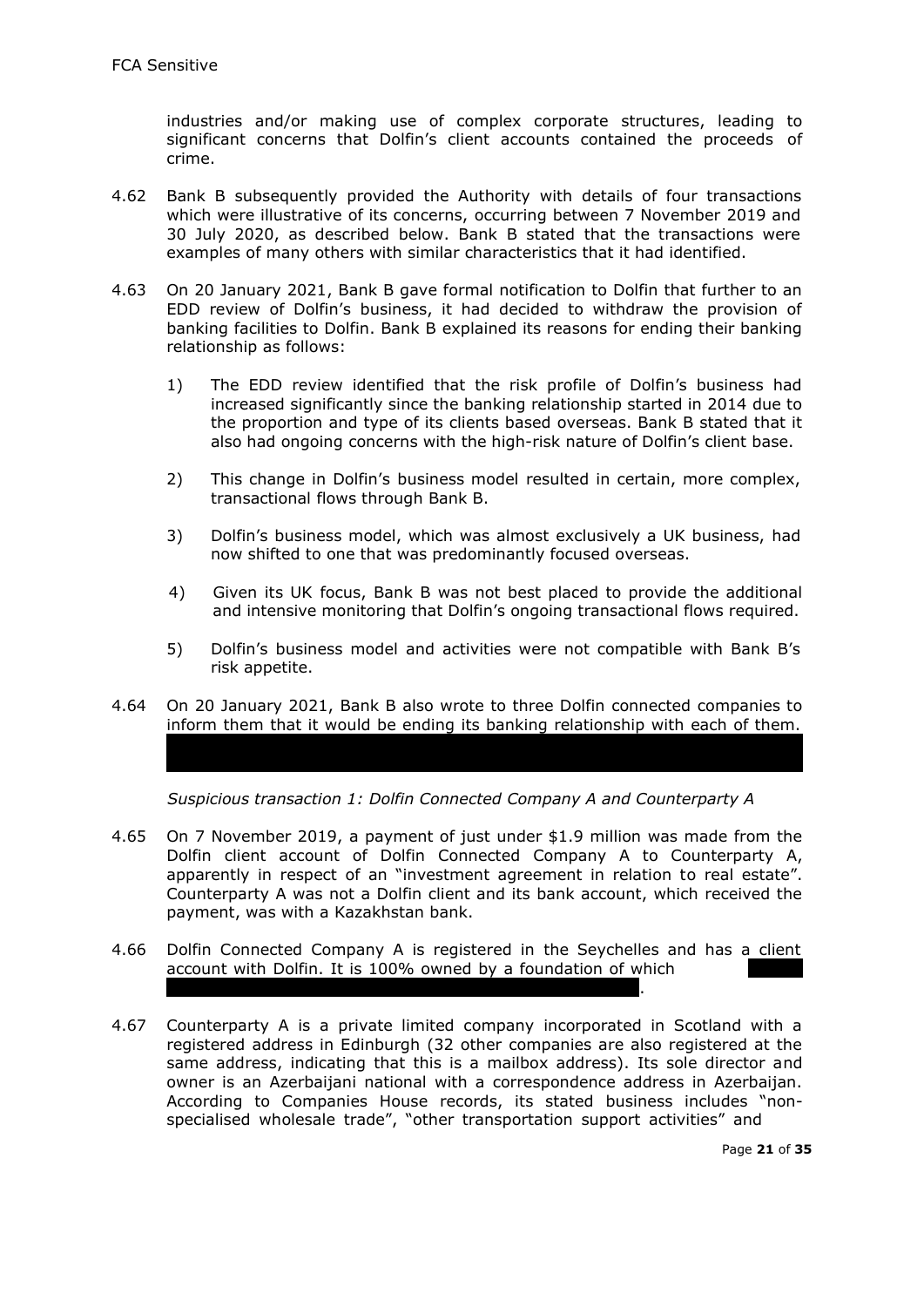industries and/or making use of complex corporate structures, leading to significant concerns that Dolfin's client accounts contained the proceeds of crime.

4.62 Bank B subsequently provided the Authority with details of four transactions which were illustrative of its concerns, occurring between 7 November 2019 and 30 July 2020, as described below. Bank B stated that the transactions were examples of many others with similar characteristics that it had identified.

4.63 On 20 January 2021, Bank B gave formal notification to Dolfin that further to an EDD review of Dolfin's business, it had decided to withdraw the provision of banking facilities to Dolfin. Bank B explained its reasons for ending their banking relationship as follows:

1) The EDD review identified that the risk profile of Dolfin's business had increased significantly since the banking relationship started in 2014 due to the proportion and type of its clients based overseas. Bank B stated that it also had ongoing concerns with the high-risk nature of Dolfin's client base.

2) This change in Dolfin's business model resulted in certain, more complex, transactional flows through Bank B.

3) Dolfin's business model, which was almost exclusively a UK business, had now shifted to one that was predominantly focused overseas.

4) Given its UK focus, Bank B was not best placed to provide the additional and intensive monitoring that Dolfin's ongoing transactional flows required.

5) Dolfin's business model and activities were not compatible with Bank B's risk appetite.

4.64 On 20 January 2021, Bank B also wrote to three Dolfin connected companies to inform them that it would be ending its banking relationship with each of them.

*Suspicious transaction 1: Dolfin Connected Company A and Counterparty A*

4.65 On 7 November 2019, a payment of just under $1.9 million was made from the Dolfin client account of Dolfin Connected Company A to Counterparty A, apparently in respect of an "investment agreement in relation to real estate". Counterparty A was not a Dolfin client and its bank account, which received the payment, was with a Kazakhstan bank.

4.66 Dolfin Connected Company A is registered in the Seychelles and has a client account with Dolfin. It is 100% owned by a foundation of which .

4.67 Counterparty A is a private limited company incorporated in Scotland with a registered address in Edinburgh (32 other companies are also registered at the same address, indicating that this is a mailbox address). Its sole director and owner is an Azerbaijani national with a correspondence address in Azerbaijan. According to Companies House records, its stated business includes "non-specialised wholesale trade", "other transportation support activities" and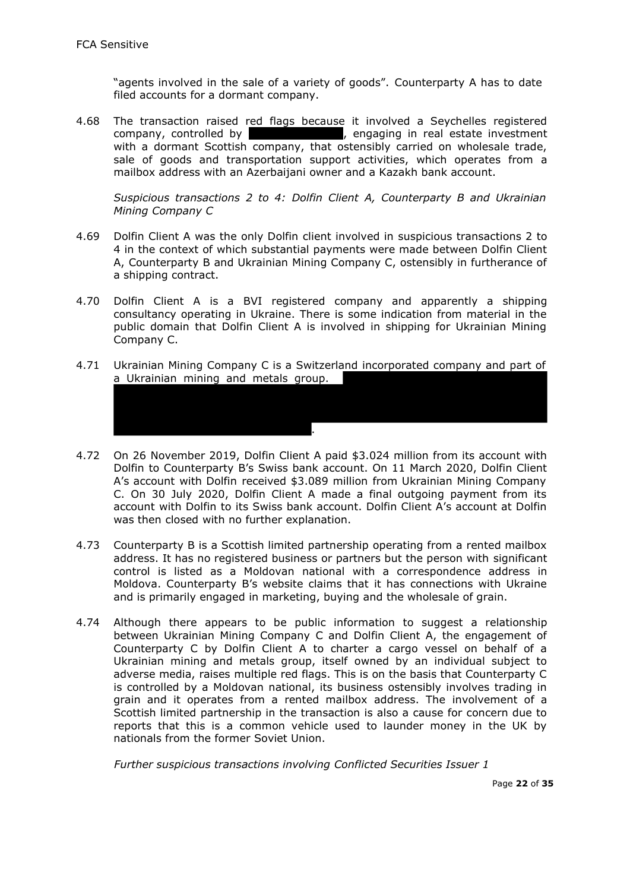"agents involved in the sale of a variety of goods". Counterparty A has to date filed accounts for a dormant company.

4.68 The transaction raised red flags because it involved a Seychelles registered company, controlled by [REDACTED], engaging in real estate investment with a dormant Scottish company, that ostensibly carried on wholesale trade, sale of goods and transportation support activities, which operates from a mailbox address with an Azerbaijani owner and a Kazakh bank account.

*Suspicious transactions 2 to 4: Dolfin Client A, Counterparty B and Ukrainian Mining Company C*

4.69 Dolfin Client A was the only Dolfin client involved in suspicious transactions 2 to 4 in the context of which substantial payments were made between Dolfin Client A, Counterparty B and Ukrainian Mining Company C, ostensibly in furtherance of a shipping contract.

4.70 Dolfin Client A is a BVI registered company and apparently a shipping consultancy operating in Ukraine. There is some indication from material in the public domain that Dolfin Client A is involved in shipping for Ukrainian Mining Company C.

4.71 Ukrainian Mining Company C is a Switzerland incorporated company and part of a Ukrainian mining and metals group. [REDACTED].

4.72 On 26 November 2019, Dolfin Client A paid $3.024 million from its account with Dolfin to Counterparty B's Swiss bank account. On 11 March 2020, Dolfin Client A's account with Dolfin received $3.089 million from Ukrainian Mining Company C. On 30 July 2020, Dolfin Client A made a final outgoing payment from its account with Dolfin to its Swiss bank account. Dolfin Client A's account at Dolfin was then closed with no further explanation.

4.73 Counterparty B is a Scottish limited partnership operating from a rented mailbox address. It has no registered business or partners but the person with significant control is listed as a Moldovan national with a correspondence address in Moldova. Counterparty B's website claims that it has connections with Ukraine and is primarily engaged in marketing, buying and the wholesale of grain.

4.74 Although there appears to be public information to suggest a relationship between Ukrainian Mining Company C and Dolfin Client A, the engagement of Counterparty C by Dolfin Client A to charter a cargo vessel on behalf of a Ukrainian mining and metals group, itself owned by an individual subject to adverse media, raises multiple red flags. This is on the basis that Counterparty C is controlled by a Moldovan national, its business ostensibly involves trading in grain and it operates from a rented mailbox address. The involvement of a Scottish limited partnership in the transaction is also a cause for concern due to reports that this is a common vehicle used to launder money in the UK by nationals from the former Soviet Union.

*Further suspicious transactions involving Conflicted Securities Issuer 1*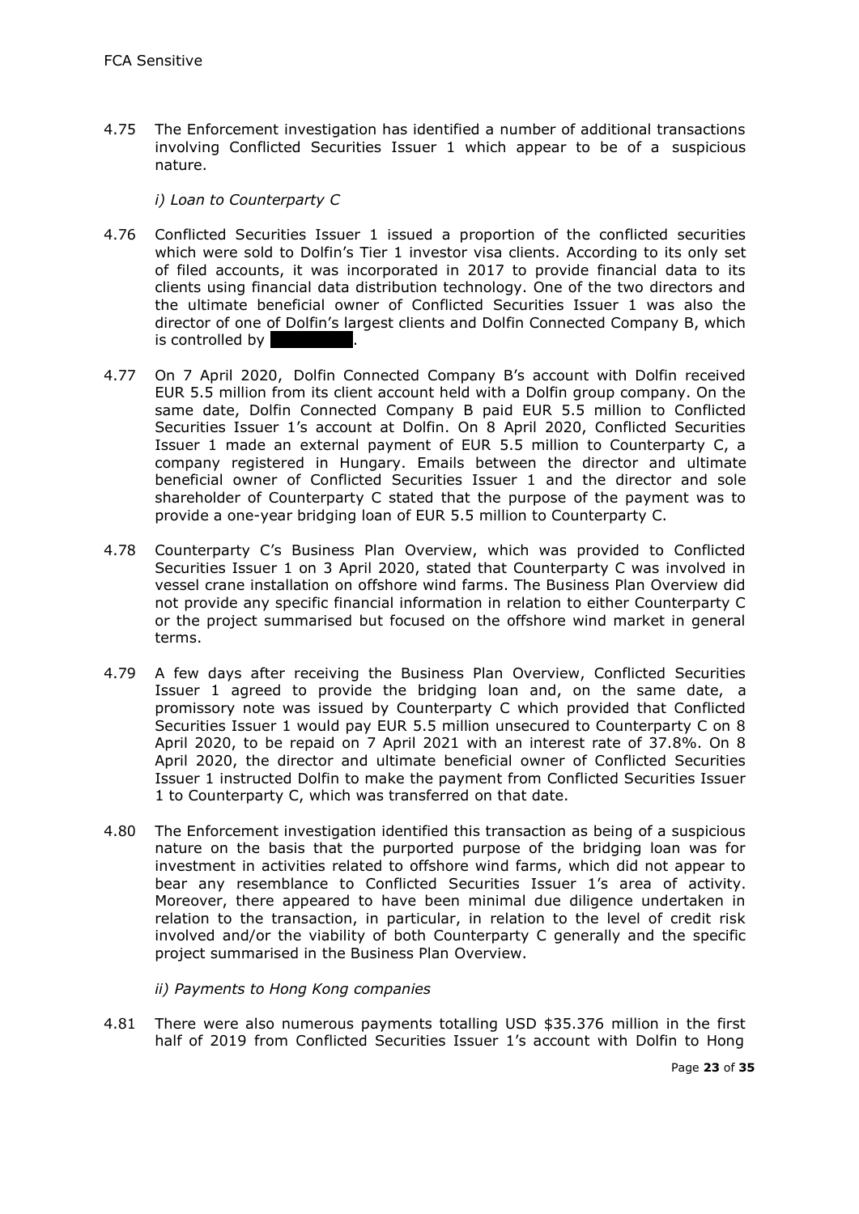4.75 The Enforcement investigation has identified a number of additional transactions involving Conflicted Securities Issuer 1 which appear to be of a suspicious nature.

*i) Loan to Counterparty C*

4.76 Conflicted Securities Issuer 1 issued a proportion of the conflicted securities which were sold to Dolfin's Tier 1 investor visa clients. According to its only set of filed accounts, it was incorporated in 2017 to provide financial data to its clients using financial data distribution technology. One of the two directors and the ultimate beneficial owner of Conflicted Securities Issuer 1 was also the director of one of Dolfin's largest clients and Dolfin Connected Company B, which is controlled by ██████.

4.77 On 7 April 2020, Dolfin Connected Company B's account with Dolfin received EUR 5.5 million from its client account held with a Dolfin group company. On the same date, Dolfin Connected Company B paid EUR 5.5 million to Conflicted Securities Issuer 1's account at Dolfin. On 8 April 2020, Conflicted Securities Issuer 1 made an external payment of EUR 5.5 million to Counterparty C, a company registered in Hungary. Emails between the director and ultimate beneficial owner of Conflicted Securities Issuer 1 and the director and sole shareholder of Counterparty C stated that the purpose of the payment was to provide a one-year bridging loan of EUR 5.5 million to Counterparty C.

4.78 Counterparty C's Business Plan Overview, which was provided to Conflicted Securities Issuer 1 on 3 April 2020, stated that Counterparty C was involved in vessel crane installation on offshore wind farms. The Business Plan Overview did not provide any specific financial information in relation to either Counterparty C or the project summarised but focused on the offshore wind market in general terms.

4.79 A few days after receiving the Business Plan Overview, Conflicted Securities Issuer 1 agreed to provide the bridging loan and, on the same date, a promissory note was issued by Counterparty C which provided that Conflicted Securities Issuer 1 would pay EUR 5.5 million unsecured to Counterparty C on 8 April 2020, to be repaid on 7 April 2021 with an interest rate of 37.8%. On 8 April 2020, the director and ultimate beneficial owner of Conflicted Securities Issuer 1 instructed Dolfin to make the payment from Conflicted Securities Issuer 1 to Counterparty C, which was transferred on that date.

4.80 The Enforcement investigation identified this transaction as being of a suspicious nature on the basis that the purported purpose of the bridging loan was for investment in activities related to offshore wind farms, which did not appear to bear any resemblance to Conflicted Securities Issuer 1's area of activity. Moreover, there appeared to have been minimal due diligence undertaken in relation to the transaction, in particular, in relation to the level of credit risk involved and/or the viability of both Counterparty C generally and the specific project summarised in the Business Plan Overview.

*ii) Payments to Hong Kong companies*

4.81 There were also numerous payments totalling USD $35.376 million in the first half of 2019 from Conflicted Securities Issuer 1's account with Dolfin to Hong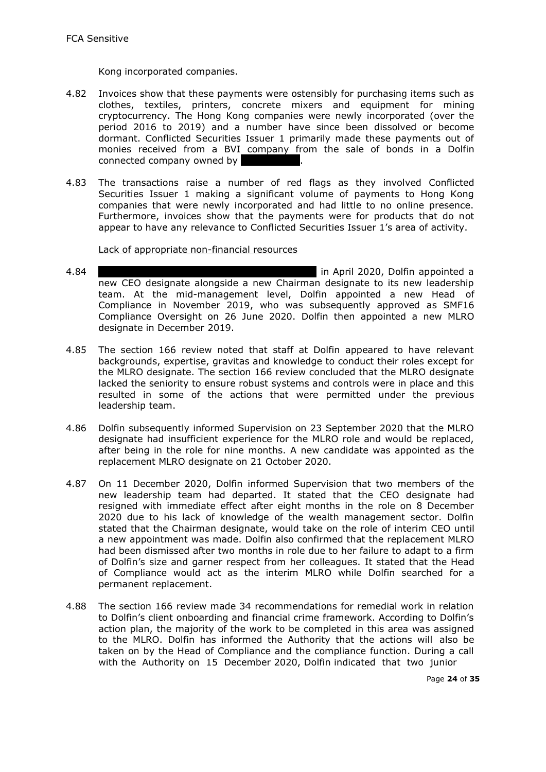Kong incorporated companies.

4.82 Invoices show that these payments were ostensibly for purchasing items such as clothes, textiles, printers, concrete mixers and equipment for mining cryptocurrency. The Hong Kong companies were newly incorporated (over the period 2016 to 2019) and a number have since been dissolved or become dormant. Conflicted Securities Issuer 1 primarily made these payments out of monies received from a BVI company from the sale of bonds in a Dolfin connected company owned by ██████.

4.83 The transactions raise a number of red flags as they involved Conflicted Securities Issuer 1 making a significant volume of payments to Hong Kong companies that were newly incorporated and had little to no online presence. Furthermore, invoices show that the payments were for products that do not appear to have any relevance to Conflicted Securities Issuer 1's area of activity.

Lack of appropriate non-financial resources

4.84 ████████████████████ in April 2020, Dolfin appointed a new CEO designate alongside a new Chairman designate to its new leadership team. At the mid-management level, Dolfin appointed a new Head of Compliance in November 2019, who was subsequently approved as SMF16 Compliance Oversight on 26 June 2020. Dolfin then appointed a new MLRO designate in December 2019.

4.85 The section 166 review noted that staff at Dolfin appeared to have relevant backgrounds, expertise, gravitas and knowledge to conduct their roles except for the MLRO designate. The section 166 review concluded that the MLRO designate lacked the seniority to ensure robust systems and controls were in place and this resulted in some of the actions that were permitted under the previous leadership team.

4.86 Dolfin subsequently informed Supervision on 23 September 2020 that the MLRO designate had insufficient experience for the MLRO role and would be replaced, after being in the role for nine months. A new candidate was appointed as the replacement MLRO designate on 21 October 2020.

4.87 On 11 December 2020, Dolfin informed Supervision that two members of the new leadership team had departed. It stated that the CEO designate had resigned with immediate effect after eight months in the role on 8 December 2020 due to his lack of knowledge of the wealth management sector. Dolfin stated that the Chairman designate, would take on the role of interim CEO until a new appointment was made. Dolfin also confirmed that the replacement MLRO had been dismissed after two months in role due to her failure to adapt to a firm of Dolfin's size and garner respect from her colleagues. It stated that the Head of Compliance would act as the interim MLRO while Dolfin searched for a permanent replacement.

4.88 The section 166 review made 34 recommendations for remedial work in relation to Dolfin's client onboarding and financial crime framework. According to Dolfin's action plan, the majority of the work to be completed in this area was assigned to the MLRO. Dolfin has informed the Authority that the actions will also be taken on by the Head of Compliance and the compliance function. During a call with the Authority on 15 December 2020, Dolfin indicated that two junior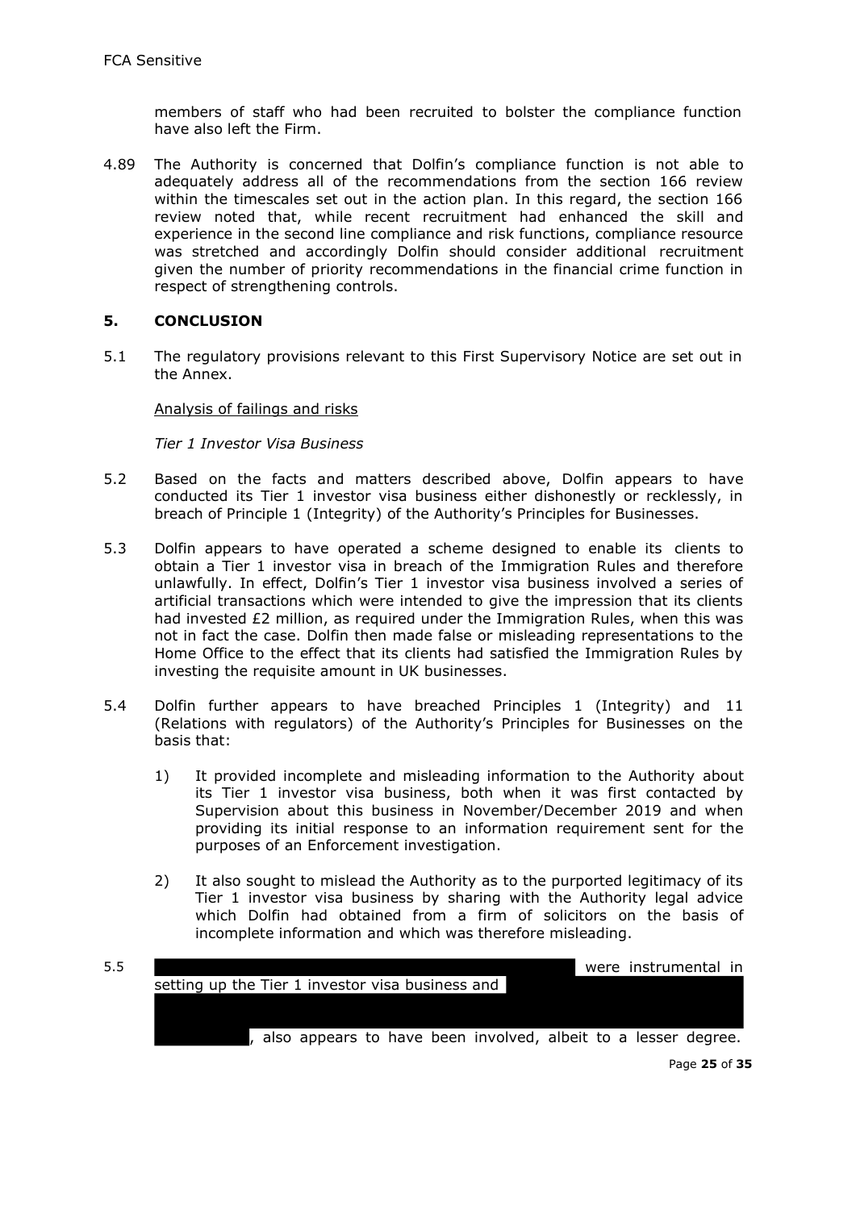FCA Sensitive

members of staff who had been recruited to bolster the compliance function have also left the Firm.

4.89 The Authority is concerned that Dolfin's compliance function is not able to adequately address all of the recommendations from the section 166 review within the timescales set out in the action plan. In this regard, the section 166 review noted that, while recent recruitment had enhanced the skill and experience in the second line compliance and risk functions, compliance resource was stretched and accordingly Dolfin should consider additional recruitment given the number of priority recommendations in the financial crime function in respect of strengthening controls.

## 5. CONCLUSION

5.1 The regulatory provisions relevant to this First Supervisory Notice are set out in the Annex.

Analysis of failings and risks

*Tier 1 Investor Visa Business*

5.2 Based on the facts and matters described above, Dolfin appears to have conducted its Tier 1 investor visa business either dishonestly or recklessly, in breach of Principle 1 (Integrity) of the Authority's Principles for Businesses.

5.3 Dolfin appears to have operated a scheme designed to enable its clients to obtain a Tier 1 investor visa in breach of the Immigration Rules and therefore unlawfully. In effect, Dolfin's Tier 1 investor visa business involved a series of artificial transactions which were intended to give the impression that its clients had invested £2 million, as required under the Immigration Rules, when this was not in fact the case. Dolfin then made false or misleading representations to the Home Office to the effect that its clients had satisfied the Immigration Rules by investing the requisite amount in UK businesses.

5.4 Dolfin further appears to have breached Principles 1 (Integrity) and 11 (Relations with regulators) of the Authority's Principles for Businesses on the basis that:

1) It provided incomplete and misleading information to the Authority about its Tier 1 investor visa business, both when it was first contacted by Supervision about this business in November/December 2019 and when providing its initial response to an information requirement sent for the purposes of an Enforcement investigation.

2) It also sought to mislead the Authority as to the purported legitimacy of its Tier 1 investor visa business by sharing with the Authority legal advice which Dolfin had obtained from a firm of solicitors on the basis of incomplete information and which was therefore misleading.

5.5 [REDACTED] were instrumental in setting up the Tier 1 investor visa business and [REDACTED], also appears to have been involved, albeit to a lesser degree.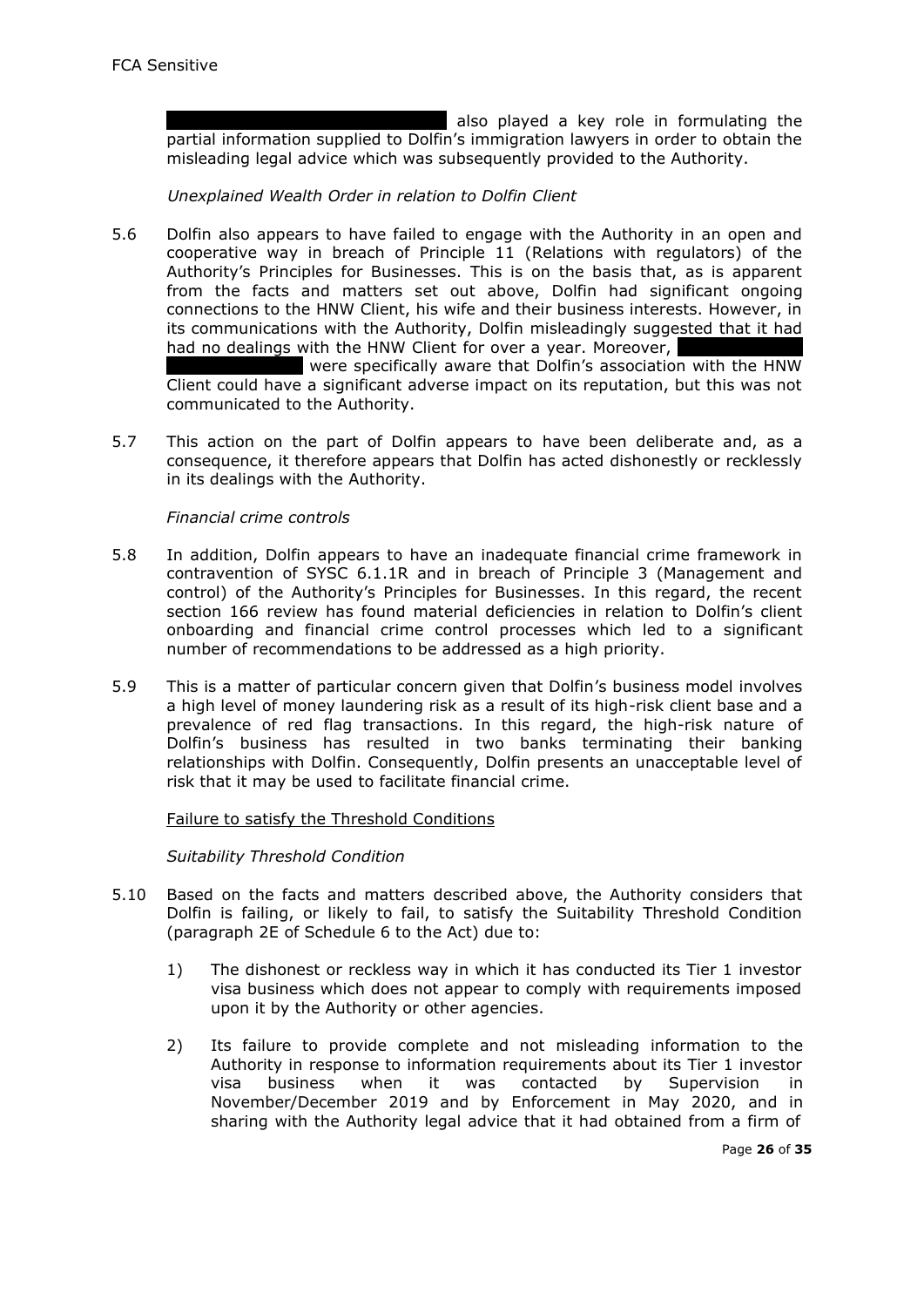FCA Sensitive

███████████████████ also played a key role in formulating the partial information supplied to Dolfin's immigration lawyers in order to obtain the misleading legal advice which was subsequently provided to the Authority.

*Unexplained Wealth Order in relation to Dolfin Client*

5.6 Dolfin also appears to have failed to engage with the Authority in an open and cooperative way in breach of Principle 11 (Relations with regulators) of the Authority's Principles for Businesses. This is on the basis that, as is apparent from the facts and matters set out above, Dolfin had significant ongoing connections to the HNW Client, his wife and their business interests. However, in its communications with the Authority, Dolfin misleadingly suggested that it had had no dealings with the HNW Client for over a year. Moreover, ███████ ███████ were specifically aware that Dolfin's association with the HNW Client could have a significant adverse impact on its reputation, but this was not communicated to the Authority.

5.7 This action on the part of Dolfin appears to have been deliberate and, as a consequence, it therefore appears that Dolfin has acted dishonestly or recklessly in its dealings with the Authority.

*Financial crime controls*

5.8 In addition, Dolfin appears to have an inadequate financial crime framework in contravention of SYSC 6.1.1R and in breach of Principle 3 (Management and control) of the Authority's Principles for Businesses. In this regard, the recent section 166 review has found material deficiencies in relation to Dolfin's client onboarding and financial crime control processes which led to a significant number of recommendations to be addressed as a high priority.

5.9 This is a matter of particular concern given that Dolfin's business model involves a high level of money laundering risk as a result of its high-risk client base and a prevalence of red flag transactions. In this regard, the high-risk nature of Dolfin's business has resulted in two banks terminating their banking relationships with Dolfin. Consequently, Dolfin presents an unacceptable level of risk that it may be used to facilitate financial crime.

Failure to satisfy the Threshold Conditions

*Suitability Threshold Condition*

5.10 Based on the facts and matters described above, the Authority considers that Dolfin is failing, or likely to fail, to satisfy the Suitability Threshold Condition (paragraph 2E of Schedule 6 to the Act) due to:

1) The dishonest or reckless way in which it has conducted its Tier 1 investor visa business which does not appear to comply with requirements imposed upon it by the Authority or other agencies.

2) Its failure to provide complete and not misleading information to the Authority in response to information requirements about its Tier 1 investor visa business when it was contacted by Supervision in November/December 2019 and by Enforcement in May 2020, and in sharing with the Authority legal advice that it had obtained from a firm of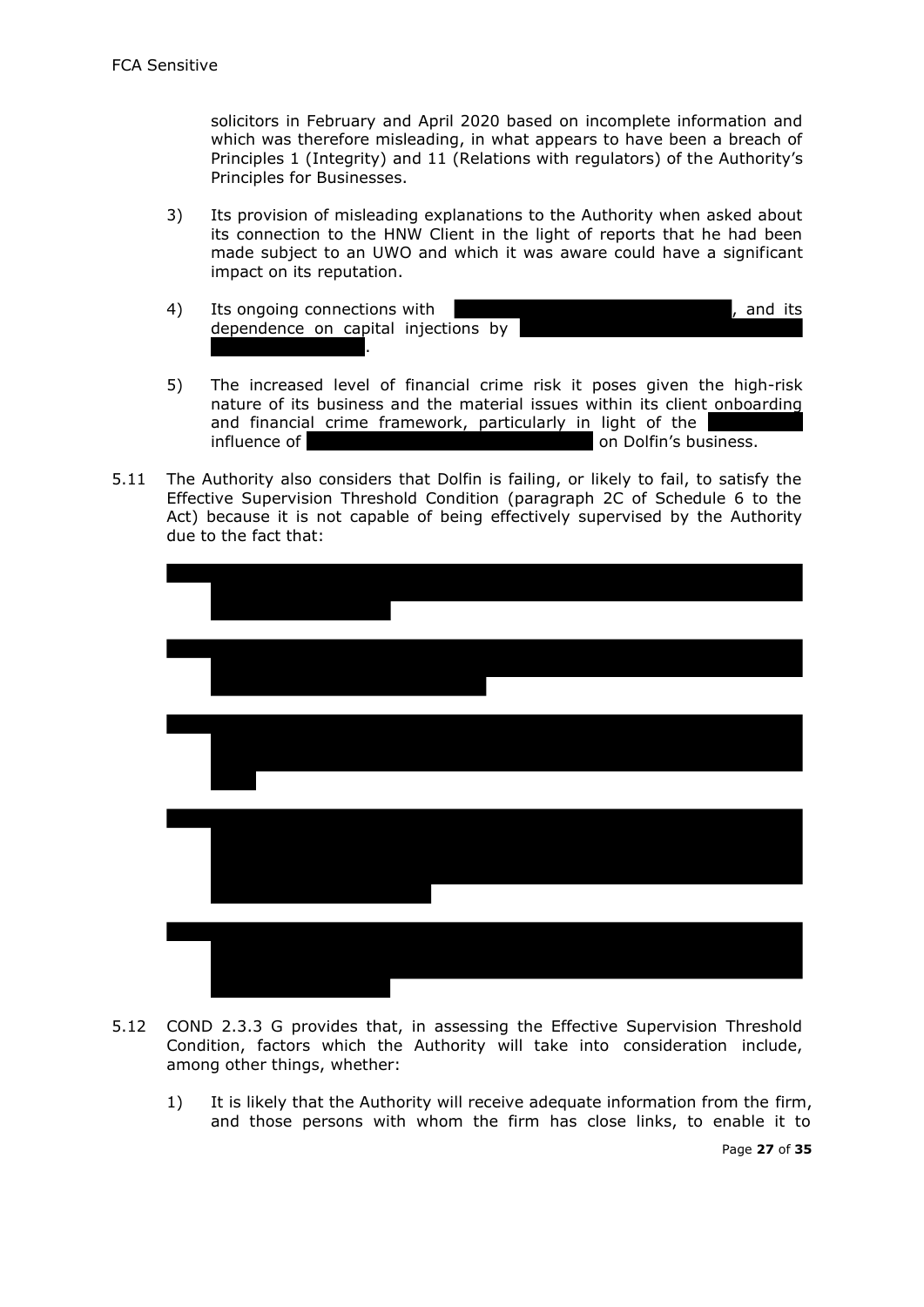solicitors in February and April 2020 based on incomplete information and which was therefore misleading, in what appears to have been a breach of Principles 1 (Integrity) and 11 (Relations with regulators) of the Authority's Principles for Businesses.

3) Its provision of misleading explanations to the Authority when asked about its connection to the HNW Client in the light of reports that he had been made subject to an UWO and which it was aware could have a significant impact on its reputation.

4) Its ongoing connections with [REDACTED], and its dependence on capital injections by [REDACTED].

5) The increased level of financial crime risk it poses given the high-risk nature of its business and the material issues within its client onboarding and financial crime framework, particularly in light of the [REDACTED] influence of [REDACTED] on Dolfin's business.

5.11 The Authority also considers that Dolfin is failing, or likely to fail, to satisfy the Effective Supervision Threshold Condition (paragraph 2C of Schedule 6 to the Act) because it is not capable of being effectively supervised by the Authority due to the fact that:

[REDACTED]

[REDACTED]

[REDACTED]

[REDACTED]

[REDACTED]

5.12 COND 2.3.3 G provides that, in assessing the Effective Supervision Threshold Condition, factors which the Authority will take into consideration include, among other things, whether:

1) It is likely that the Authority will receive adequate information from the firm, and those persons with whom the firm has close links, to enable it to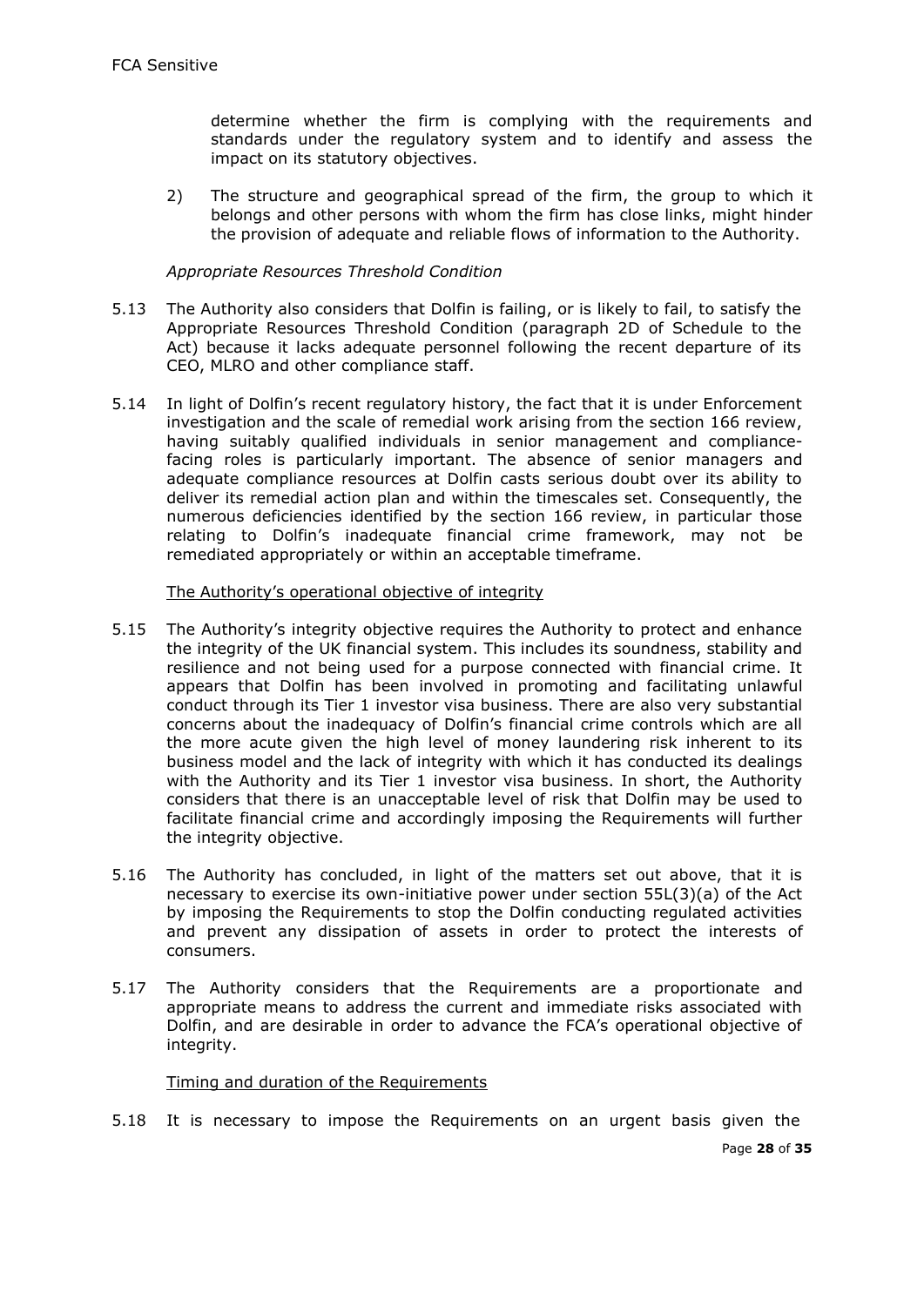determine whether the firm is complying with the requirements and standards under the regulatory system and to identify and assess the impact on its statutory objectives.

2) The structure and geographical spread of the firm, the group to which it belongs and other persons with whom the firm has close links, might hinder the provision of adequate and reliable flows of information to the Authority.

*Appropriate Resources Threshold Condition*

5.13 The Authority also considers that Dolfin is failing, or is likely to fail, to satisfy the Appropriate Resources Threshold Condition (paragraph 2D of Schedule to the Act) because it lacks adequate personnel following the recent departure of its CEO, MLRO and other compliance staff.

5.14 In light of Dolfin's recent regulatory history, the fact that it is under Enforcement investigation and the scale of remedial work arising from the section 166 review, having suitably qualified individuals in senior management and compliance-facing roles is particularly important. The absence of senior managers and adequate compliance resources at Dolfin casts serious doubt over its ability to deliver its remedial action plan and within the timescales set. Consequently, the numerous deficiencies identified by the section 166 review, in particular those relating to Dolfin's inadequate financial crime framework, may not be remediated appropriately or within an acceptable timeframe.

The Authority's operational objective of integrity

5.15 The Authority's integrity objective requires the Authority to protect and enhance the integrity of the UK financial system. This includes its soundness, stability and resilience and not being used for a purpose connected with financial crime. It appears that Dolfin has been involved in promoting and facilitating unlawful conduct through its Tier 1 investor visa business. There are also very substantial concerns about the inadequacy of Dolfin's financial crime controls which are all the more acute given the high level of money laundering risk inherent to its business model and the lack of integrity with which it has conducted its dealings with the Authority and its Tier 1 investor visa business. In short, the Authority considers that there is an unacceptable level of risk that Dolfin may be used to facilitate financial crime and accordingly imposing the Requirements will further the integrity objective.

5.16 The Authority has concluded, in light of the matters set out above, that it is necessary to exercise its own-initiative power under section 55L(3)(a) of the Act by imposing the Requirements to stop the Dolfin conducting regulated activities and prevent any dissipation of assets in order to protect the interests of consumers.

5.17 The Authority considers that the Requirements are a proportionate and appropriate means to address the current and immediate risks associated with Dolfin, and are desirable in order to advance the FCA's operational objective of integrity.

Timing and duration of the Requirements

5.18 It is necessary to impose the Requirements on an urgent basis given the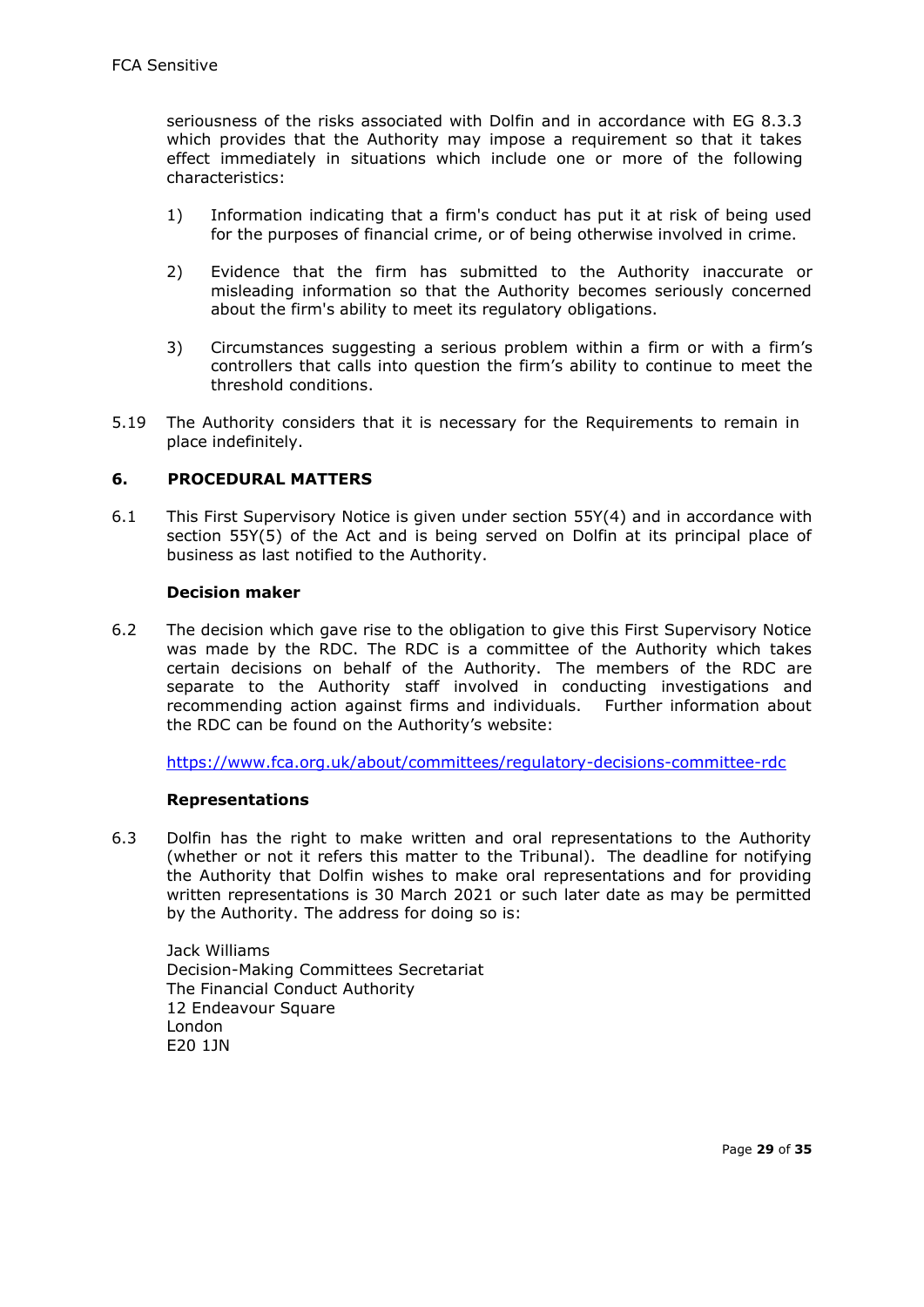seriousness of the risks associated with Dolfin and in accordance with EG 8.3.3 which provides that the Authority may impose a requirement so that it takes effect immediately in situations which include one or more of the following characteristics:

1) Information indicating that a firm's conduct has put it at risk of being used for the purposes of financial crime, or of being otherwise involved in crime.

2) Evidence that the firm has submitted to the Authority inaccurate or misleading information so that the Authority becomes seriously concerned about the firm's ability to meet its regulatory obligations.

3) Circumstances suggesting a serious problem within a firm or with a firm's controllers that calls into question the firm's ability to continue to meet the threshold conditions.

5.19 The Authority considers that it is necessary for the Requirements to remain in place indefinitely.

## 6. PROCEDURAL MATTERS

6.1 This First Supervisory Notice is given under section 55Y(4) and in accordance with section 55Y(5) of the Act and is being served on Dolfin at its principal place of business as last notified to the Authority.

**Decision maker**

6.2 The decision which gave rise to the obligation to give this First Supervisory Notice was made by the RDC. The RDC is a committee of the Authority which takes certain decisions on behalf of the Authority. The members of the RDC are separate to the Authority staff involved in conducting investigations and recommending action against firms and individuals. Further information about the RDC can be found on the Authority's website:

https://www.fca.org.uk/about/committees/regulatory-decisions-committee-rdc

**Representations**

6.3 Dolfin has the right to make written and oral representations to the Authority (whether or not it refers this matter to the Tribunal). The deadline for notifying the Authority that Dolfin wishes to make oral representations and for providing written representations is 30 March 2021 or such later date as may be permitted by the Authority. The address for doing so is:

Jack Williams
Decision-Making Committees Secretariat
The Financial Conduct Authority
12 Endeavour Square
London
E20 1JN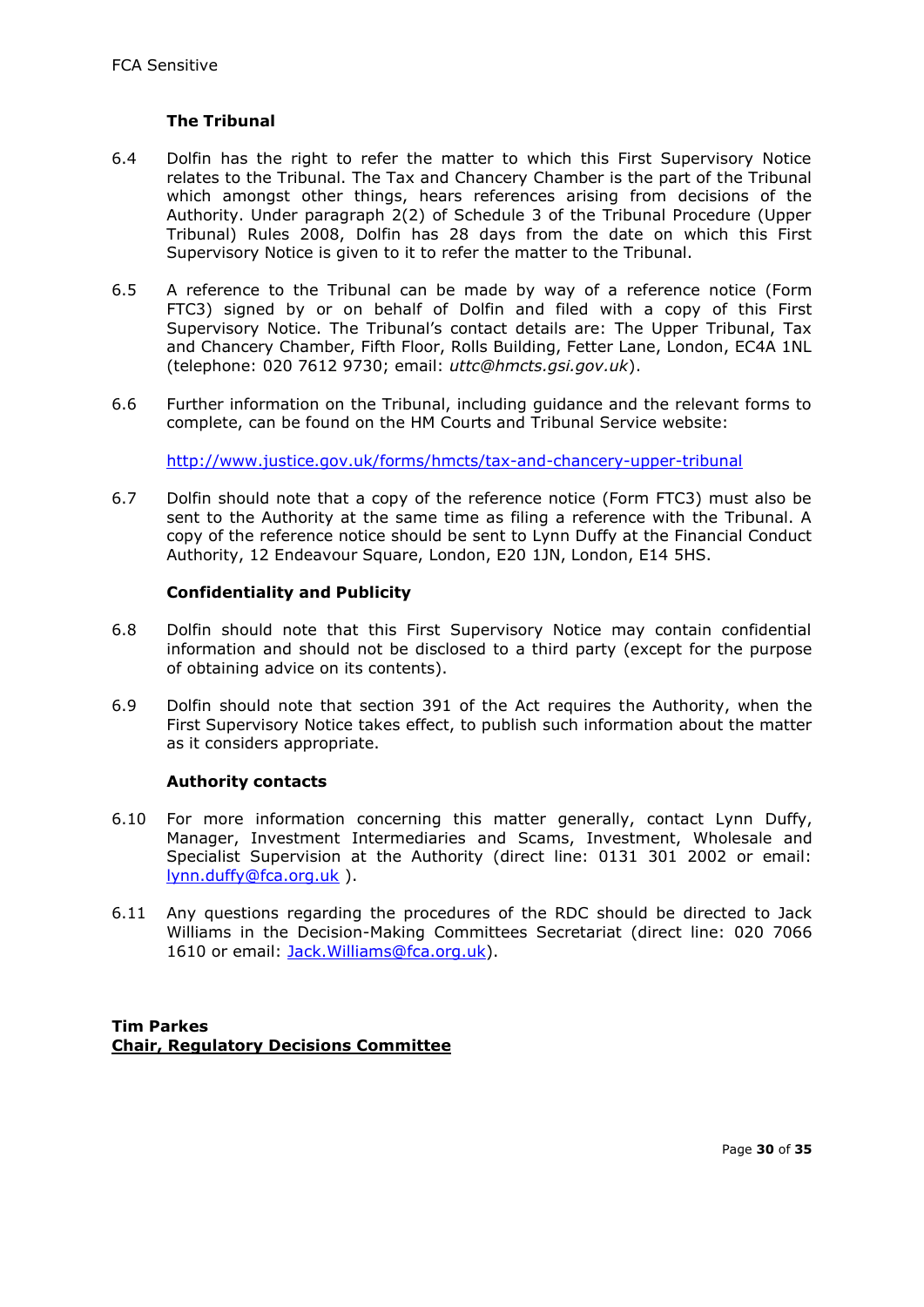FCA Sensitive

**The Tribunal**

6.4 Dolfin has the right to refer the matter to which this First Supervisory Notice relates to the Tribunal. The Tax and Chancery Chamber is the part of the Tribunal which amongst other things, hears references arising from decisions of the Authority. Under paragraph 2(2) of Schedule 3 of the Tribunal Procedure (Upper Tribunal) Rules 2008, Dolfin has 28 days from the date on which this First Supervisory Notice is given to it to refer the matter to the Tribunal.

6.5 A reference to the Tribunal can be made by way of a reference notice (Form FTC3) signed by or on behalf of Dolfin and filed with a copy of this First Supervisory Notice. The Tribunal's contact details are: The Upper Tribunal, Tax and Chancery Chamber, Fifth Floor, Rolls Building, Fetter Lane, London, EC4A 1NL (telephone: 020 7612 9730; email: *uttc@hmcts.gsi.gov.uk*).

6.6 Further information on the Tribunal, including guidance and the relevant forms to complete, can be found on the HM Courts and Tribunal Service website:

[http://www.justice.gov.uk/forms/hmcts/tax-and-chancery-upper-tribunal](http://www.justice.gov.uk/forms/hmcts/tax-and-chancery-upper-tribunal)

6.7 Dolfin should note that a copy of the reference notice (Form FTC3) must also be sent to the Authority at the same time as filing a reference with the Tribunal. A copy of the reference notice should be sent to Lynn Duffy at the Financial Conduct Authority, 12 Endeavour Square, London, E20 1JN, London, E14 5HS.

**Confidentiality and Publicity**

6.8 Dolfin should note that this First Supervisory Notice may contain confidential information and should not be disclosed to a third party (except for the purpose of obtaining advice on its contents).

6.9 Dolfin should note that section 391 of the Act requires the Authority, when the First Supervisory Notice takes effect, to publish such information about the matter as it considers appropriate.

**Authority contacts**

6.10 For more information concerning this matter generally, contact Lynn Duffy, Manager, Investment Intermediaries and Scams, Investment, Wholesale and Specialist Supervision at the Authority (direct line: 0131 301 2002 or email: [lynn.duffy@fca.org.uk](mailto:lynn.duffy@fca.org.uk) ).

6.11 Any questions regarding the procedures of the RDC should be directed to Jack Williams in the Decision-Making Committees Secretariat (direct line: 020 7066 1610 or email: [Jack.Williams@fca.org.uk](mailto:Jack.Williams@fca.org.uk)).

**Tim Parkes**
**Chair, Regulatory Decisions Committee**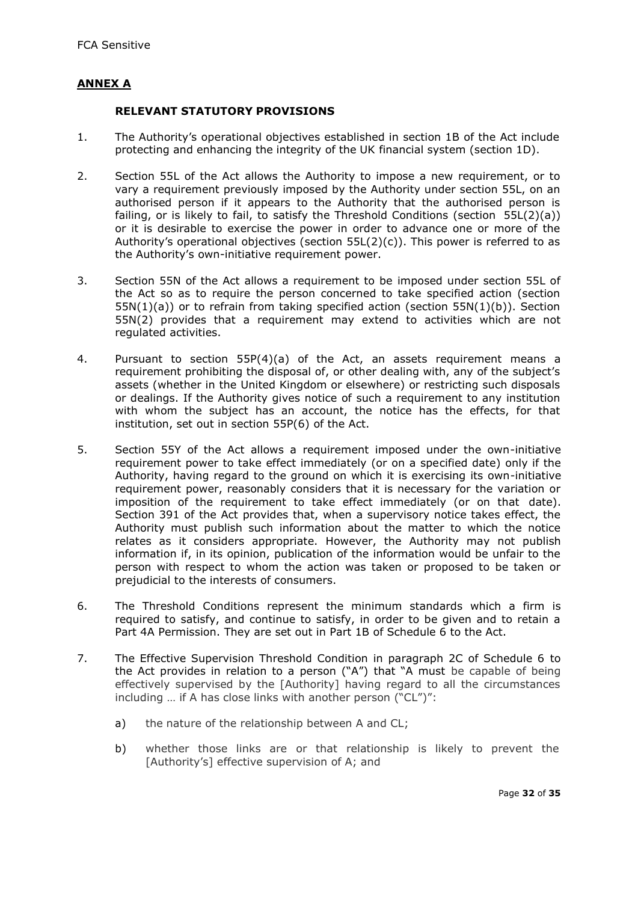## ANNEX A

### RELEVANT STATUTORY PROVISIONS

1. The Authority's operational objectives established in section 1B of the Act include protecting and enhancing the integrity of the UK financial system (section 1D).

2. Section 55L of the Act allows the Authority to impose a new requirement, or to vary a requirement previously imposed by the Authority under section 55L, on an authorised person if it appears to the Authority that the authorised person is failing, or is likely to fail, to satisfy the Threshold Conditions (section 55L(2)(a)) or it is desirable to exercise the power in order to advance one or more of the Authority's operational objectives (section 55L(2)(c)). This power is referred to as the Authority's own-initiative requirement power.

3. Section 55N of the Act allows a requirement to be imposed under section 55L of the Act so as to require the person concerned to take specified action (section 55N(1)(a)) or to refrain from taking specified action (section 55N(1)(b)). Section 55N(2) provides that a requirement may extend to activities which are not regulated activities.

4. Pursuant to section 55P(4)(a) of the Act, an assets requirement means a requirement prohibiting the disposal of, or other dealing with, any of the subject's assets (whether in the United Kingdom or elsewhere) or restricting such disposals or dealings. If the Authority gives notice of such a requirement to any institution with whom the subject has an account, the notice has the effects, for that institution, set out in section 55P(6) of the Act.

5. Section 55Y of the Act allows a requirement imposed under the own-initiative requirement power to take effect immediately (or on a specified date) only if the Authority, having regard to the ground on which it is exercising its own-initiative requirement power, reasonably considers that it is necessary for the variation or imposition of the requirement to take effect immediately (or on that date). Section 391 of the Act provides that, when a supervisory notice takes effect, the Authority must publish such information about the matter to which the notice relates as it considers appropriate. However, the Authority may not publish information if, in its opinion, publication of the information would be unfair to the person with respect to whom the action was taken or proposed to be taken or prejudicial to the interests of consumers.

6. The Threshold Conditions represent the minimum standards which a firm is required to satisfy, and continue to satisfy, in order to be given and to retain a Part 4A Permission. They are set out in Part 1B of Schedule 6 to the Act.

7. The Effective Supervision Threshold Condition in paragraph 2C of Schedule 6 to the Act provides in relation to a person ("A") that "A must be capable of being effectively supervised by the [Authority] having regard to all the circumstances including … if A has close links with another person ("CL")":

   a) the nature of the relationship between A and CL;

   b) whether those links are or that relationship is likely to prevent the [Authority's] effective supervision of A; and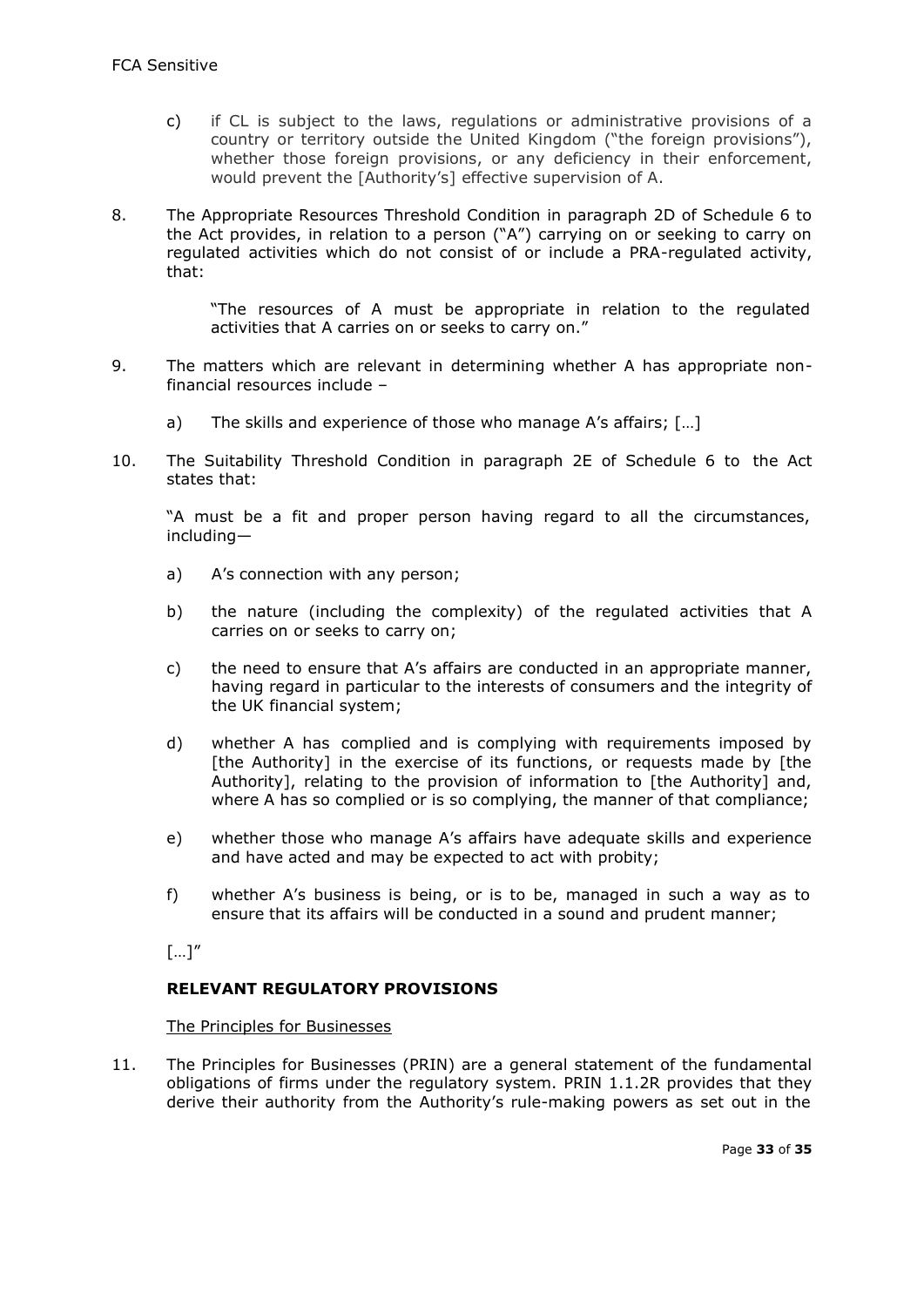c) if CL is subject to the laws, regulations or administrative provisions of a country or territory outside the United Kingdom ("the foreign provisions"), whether those foreign provisions, or any deficiency in their enforcement, would prevent the [Authority's] effective supervision of A.

8. The Appropriate Resources Threshold Condition in paragraph 2D of Schedule 6 to the Act provides, in relation to a person ("A") carrying on or seeking to carry on regulated activities which do not consist of or include a PRA-regulated activity, that:

   "The resources of A must be appropriate in relation to the regulated activities that A carries on or seeks to carry on."

9. The matters which are relevant in determining whether A has appropriate non-financial resources include –

   a) The skills and experience of those who manage A's affairs; […]

10. The Suitability Threshold Condition in paragraph 2E of Schedule 6 to the Act states that:

    "A must be a fit and proper person having regard to all the circumstances, including—

    a) A's connection with any person;

    b) the nature (including the complexity) of the regulated activities that A carries on or seeks to carry on;

    c) the need to ensure that A's affairs are conducted in an appropriate manner, having regard in particular to the interests of consumers and the integrity of the UK financial system;

    d) whether A has complied and is complying with requirements imposed by [the Authority] in the exercise of its functions, or requests made by [the Authority], relating to the provision of information to [the Authority] and, where A has so complied or is so complying, the manner of that compliance;

    e) whether those who manage A's affairs have adequate skills and experience and have acted and may be expected to act with probity;

    f) whether A's business is being, or is to be, managed in such a way as to ensure that its affairs will be conducted in a sound and prudent manner;

    […]"

### RELEVANT REGULATORY PROVISIONS

The Principles for Businesses

11. The Principles for Businesses (PRIN) are a general statement of the fundamental obligations of firms under the regulatory system. PRIN 1.1.2R provides that they derive their authority from the Authority's rule-making powers as set out in the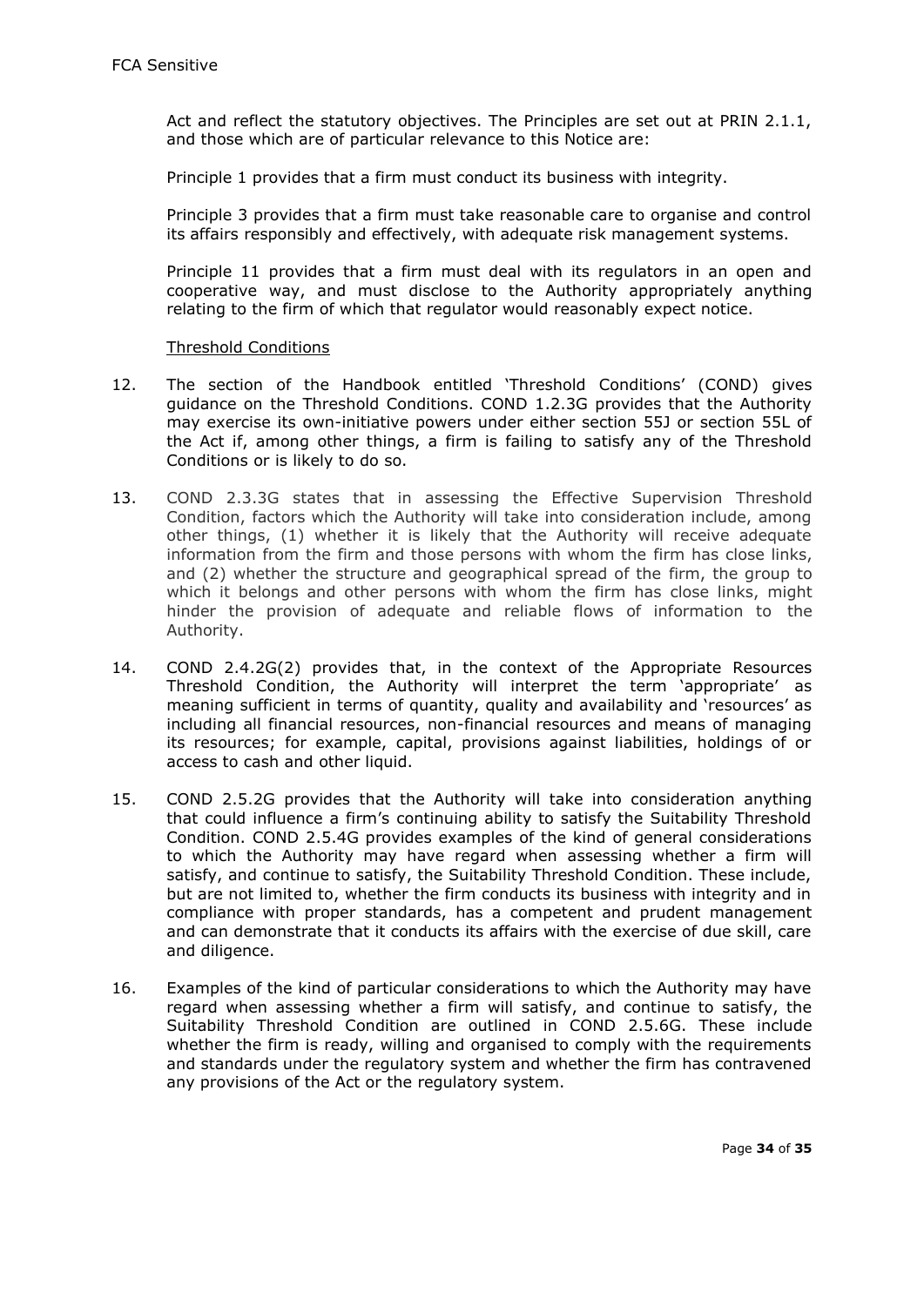Act and reflect the statutory objectives. The Principles are set out at PRIN 2.1.1, and those which are of particular relevance to this Notice are:

Principle 1 provides that a firm must conduct its business with integrity.

Principle 3 provides that a firm must take reasonable care to organise and control its affairs responsibly and effectively, with adequate risk management systems.

Principle 11 provides that a firm must deal with its regulators in an open and cooperative way, and must disclose to the Authority appropriately anything relating to the firm of which that regulator would reasonably expect notice.

Threshold Conditions

12. The section of the Handbook entitled 'Threshold Conditions' (COND) gives guidance on the Threshold Conditions. COND 1.2.3G provides that the Authority may exercise its own-initiative powers under either section 55J or section 55L of the Act if, among other things, a firm is failing to satisfy any of the Threshold Conditions or is likely to do so.

13. COND 2.3.3G states that in assessing the Effective Supervision Threshold Condition, factors which the Authority will take into consideration include, among other things, (1) whether it is likely that the Authority will receive adequate information from the firm and those persons with whom the firm has close links, and (2) whether the structure and geographical spread of the firm, the group to which it belongs and other persons with whom the firm has close links, might hinder the provision of adequate and reliable flows of information to the Authority.

14. COND 2.4.2G(2) provides that, in the context of the Appropriate Resources Threshold Condition, the Authority will interpret the term 'appropriate' as meaning sufficient in terms of quantity, quality and availability and 'resources' as including all financial resources, non-financial resources and means of managing its resources; for example, capital, provisions against liabilities, holdings of or access to cash and other liquid.

15. COND 2.5.2G provides that the Authority will take into consideration anything that could influence a firm's continuing ability to satisfy the Suitability Threshold Condition. COND 2.5.4G provides examples of the kind of general considerations to which the Authority may have regard when assessing whether a firm will satisfy, and continue to satisfy, the Suitability Threshold Condition. These include, but are not limited to, whether the firm conducts its business with integrity and in compliance with proper standards, has a competent and prudent management and can demonstrate that it conducts its affairs with the exercise of due skill, care and diligence.

16. Examples of the kind of particular considerations to which the Authority may have regard when assessing whether a firm will satisfy, and continue to satisfy, the Suitability Threshold Condition are outlined in COND 2.5.6G. These include whether the firm is ready, willing and organised to comply with the requirements and standards under the regulatory system and whether the firm has contravened any provisions of the Act or the regulatory system.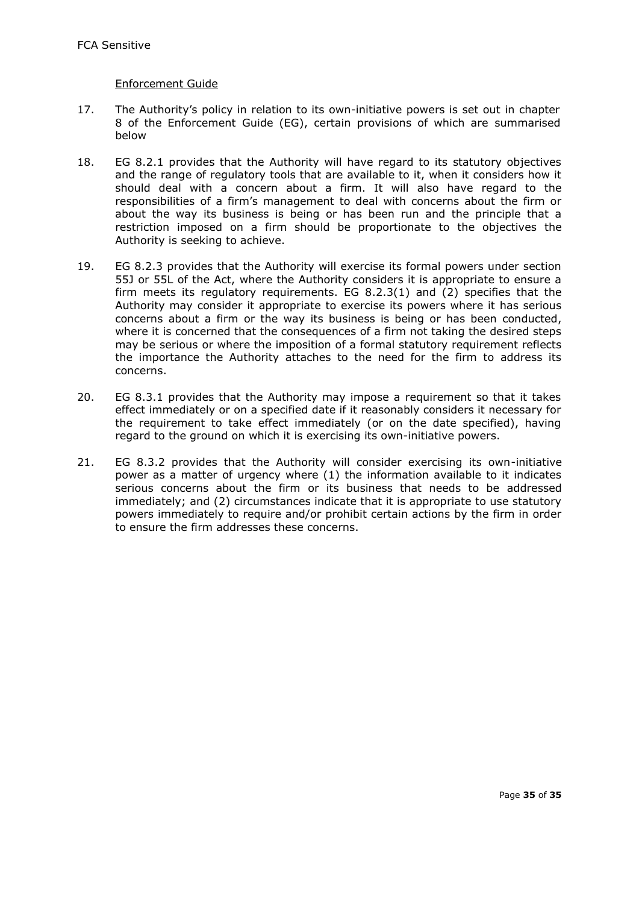Enforcement Guide

17. The Authority's policy in relation to its own-initiative powers is set out in chapter 8 of the Enforcement Guide (EG), certain provisions of which are summarised below

18. EG 8.2.1 provides that the Authority will have regard to its statutory objectives and the range of regulatory tools that are available to it, when it considers how it should deal with a concern about a firm. It will also have regard to the responsibilities of a firm's management to deal with concerns about the firm or about the way its business is being or has been run and the principle that a restriction imposed on a firm should be proportionate to the objectives the Authority is seeking to achieve.

19. EG 8.2.3 provides that the Authority will exercise its formal powers under section 55J or 55L of the Act, where the Authority considers it is appropriate to ensure a firm meets its regulatory requirements. EG 8.2.3(1) and (2) specifies that the Authority may consider it appropriate to exercise its powers where it has serious concerns about a firm or the way its business is being or has been conducted, where it is concerned that the consequences of a firm not taking the desired steps may be serious or where the imposition of a formal statutory requirement reflects the importance the Authority attaches to the need for the firm to address its concerns.

20. EG 8.3.1 provides that the Authority may impose a requirement so that it takes effect immediately or on a specified date if it reasonably considers it necessary for the requirement to take effect immediately (or on the date specified), having regard to the ground on which it is exercising its own-initiative powers.

21. EG 8.3.2 provides that the Authority will consider exercising its own-initiative power as a matter of urgency where (1) the information available to it indicates serious concerns about the firm or its business that needs to be addressed immediately; and (2) circumstances indicate that it is appropriate to use statutory powers immediately to require and/or prohibit certain actions by the firm in order to ensure the firm addresses these concerns.